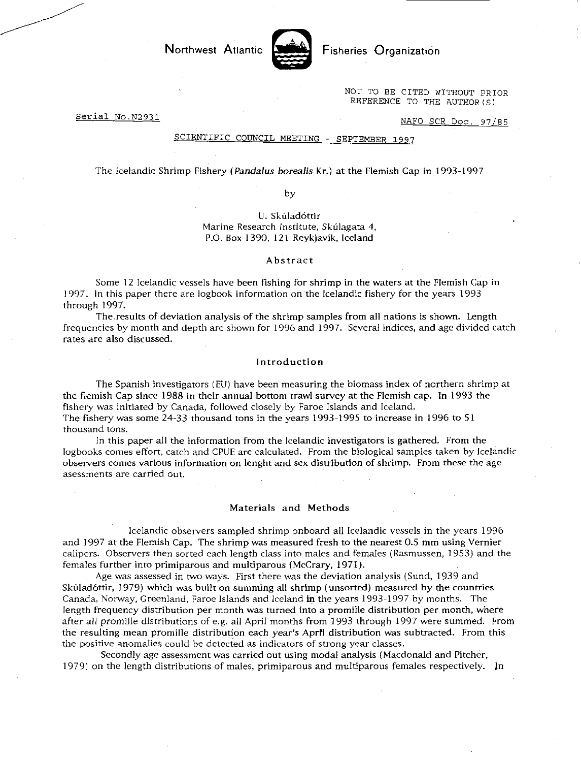Northwest Atlantic Fisheries Organization

NOT TO BE CITED WITHOUT PRIOR REFERENCE TO THE AUTHOR(S)

Serial No.N2931

NAFO SCR Doc. 97/85

SCIENTIFIC COUNCIL MEETING - SEPTEMBER 1997

# The Icelandic Shrimp Fishery (*Pandalus borealis* Kr.) at the Flemish Cap in 1993-1997

by

U. Skúladóttir
Marine Research Institute, Skúlagata 4,
P.O. Box 1390, 121 Reykjavík, Iceland

## Abstract

Some 12 Icelandic vessels have been fishing for shrimp in the waters at the Flemish Cap in 1997. In this paper there are logbook information on the Icelandic fishery for the years 1993 through 1997.

The results of deviation analysis of the shrimp samples from all nations is shown. Length frequencies by month and depth are shown for 1996 and 1997. Several indices, and age divided catch rates are also discussed.

## Introduction

The Spanish investigators (EU) have been measuring the biomass index of northern shrimp at the flemish Cap since 1988 in their annual bottom trawl survey at the Flemish cap. In 1993 the fishery was initiated by Canada, followed closely by Faroe Islands and Iceland. The fishery was some 24-33 thousand tons in the years 1993-1995 to increase in 1996 to 51 thousand tons.

In this paper all the information from the Icelandic investigators is gathered. From the logbooks comes effort, catch and CPUE are calculated. From the biological samples taken by Icelandic observers comes various information on lenght and sex distribution of shrimp. From these the age asessments are carried out.

## Materials and Methods

Icelandic observers sampled shrimp onboard all Icelandic vessels in the years 1996 and 1997 at the Flemish Cap. The shrimp was measured fresh to the nearest 0.5 mm using Vernier calipers. Observers then sorted each length class into males and females (Rasmussen, 1953) and the females further into primiparous and multiparous (McCrary, 1971).

Age was assessed in two ways. First there was the deviation analysis (Sund, 1939 and Skúladóttir, 1979) which was built on summing all shrimp (unsorted) measured by the countries Canada, Norway, Greenland, Faroe Islands and Iceland in the years 1993-1997 by months. The length frequency distribution per month was turned into a promille distribution per month, where after all promille distributions of e.g. all April months from 1993 through 1997 were summed. From the resulting mean promille distribution each year's April distribution was subtracted. From this the positive anomalies could be detected as indicators of strong year classes.

Secondly age assessment was carried out using modal analysis (Macdonald and Pitcher, 1979) on the length distributions of males, primiparous and multiparous females respectively. In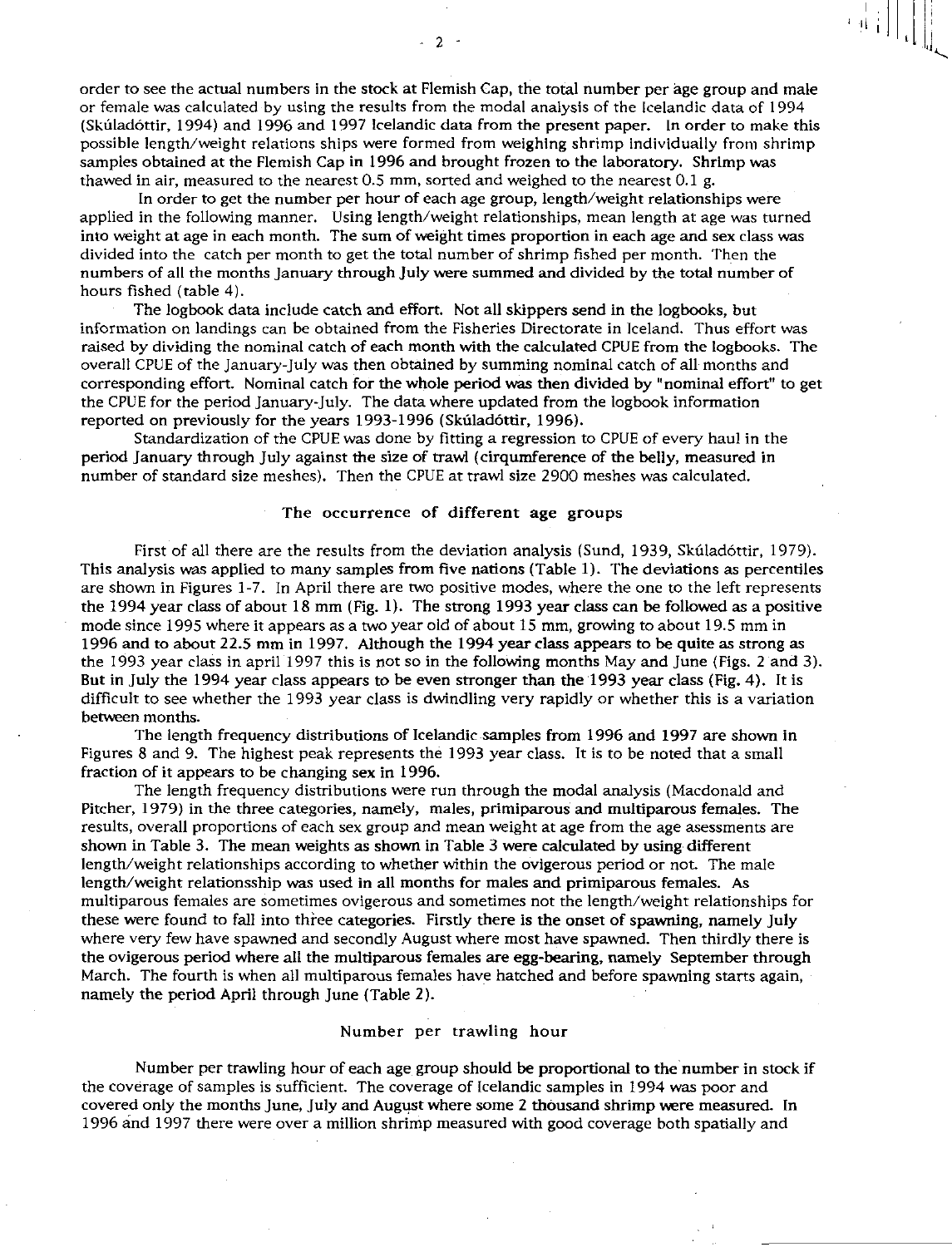order to see the actual numbers in the stock at Flemish Cap, the total number per age group and male or female was calculated by using the results from the modal analysis of the Icelandic data of 1994 (Skúladóttir, 1994) and 1996 and 1997 Icelandic data from the present paper. In order to make this possible length/weight relations ships were formed from weighing shrimp individually from shrimp samples obtained at the Flemish Cap in 1996 and brought frozen to the laboratory. Shrimp was thawed in air, measured to the nearest 0.5 mm, sorted and weighed to the nearest 0.1 g.

In order to get the number per hour of each age group, length/weight relationships were applied in the following manner. Using length/weight relationships, mean length at age was turned into weight at age in each month. The sum of weight times proportion in each age and sex class was divided into the catch per month to get the total number of shrimp fished per month. Then the numbers of all the months January through July were summed and divided by the total number of hours fished (table 4).

The logbook data include catch and effort. Not all skippers send in the logbooks, but information on landings can be obtained from the Fisheries Directorate in Iceland. Thus effort was raised by dividing the nominal catch of each month with the calculated CPUE from the logbooks. The overall CPUE of the January-July was then obtained by summing nominal catch of all months and corresponding effort. Nominal catch for the whole period was then divided by "nominal effort" to get the CPUE for the period January-July. The data where updated from the logbook information reported on previously for the years 1993-1996 (Skúladóttir, 1996).

Standardization of the CPUE was done by fitting a regression to CPUE of every haul in the period January through July against the size of trawl (cirqumference of the belly, measured in number of standard size meshes). Then the CPUE at trawl size 2900 meshes was calculated.

## The occurrence of different age groups

First of all there are the results from the deviation analysis (Sund, 1939, Skúladóttir, 1979). This analysis was applied to many samples from five nations (Table 1). The deviations as percentiles are shown in Figures 1-7. In April there are two positive modes, where the one to the left represents the 1994 year class of about 18 mm (Fig. 1). The strong 1993 year class can be followed as a positive mode since 1995 where it appears as a two year old of about 15 mm, growing to about 19.5 mm in 1996 and to about 22.5 mm in 1997. Although the 1994 year class appears to be quite as strong as the 1993 year class in april 1997 this is not so in the following months May and June (Figs. 2 and 3). But in July the 1994 year class appears to be even stronger than the 1993 year class (Fig. 4). It is difficult to see whether the 1993 year class is dwindling very rapidly or whether this is a variation between months.

The length frequency distributions of Icelandic samples from 1996 and 1997 are shown in Figures 8 and 9. The highest peak represents the 1993 year class. It is to be noted that a small fraction of it appears to be changing sex in 1996.

The length frequency distributions were run through the modal analysis (Macdonald and Pitcher, 1979) in the three categories, namely, males, primiparous and multiparous females. The results, overall proportions of each sex group and mean weight at age from the age asessments are shown in Table 3. The mean weights as shown in Table 3 were calculated by using different length/weight relationships according to whether within the ovigerous period or not. The male length/weight relationsship was used in all months for males and primiparous females. As multiparous females are sometimes ovigerous and sometimes not the length/weight relationships for these were found to fall into three categories. Firstly there is the onset of spawning, namely July where very few have spawned and secondly August where most have spawned. Then thirdly there is the ovigerous period where all the multiparous females are egg-bearing, namely September through March. The fourth is when all multiparous females have hatched and before spawning starts again, namely the period April through June (Table 2).

## Number per trawling hour

Number per trawling hour of each age group should be proportional to the number in stock if the coverage of samples is sufficient. The coverage of Icelandic samples in 1994 was poor and covered only the months June, July and August where some 2 thousand shrimp were measured. In 1996 and 1997 there were over a million shrimp measured with good coverage both spatially and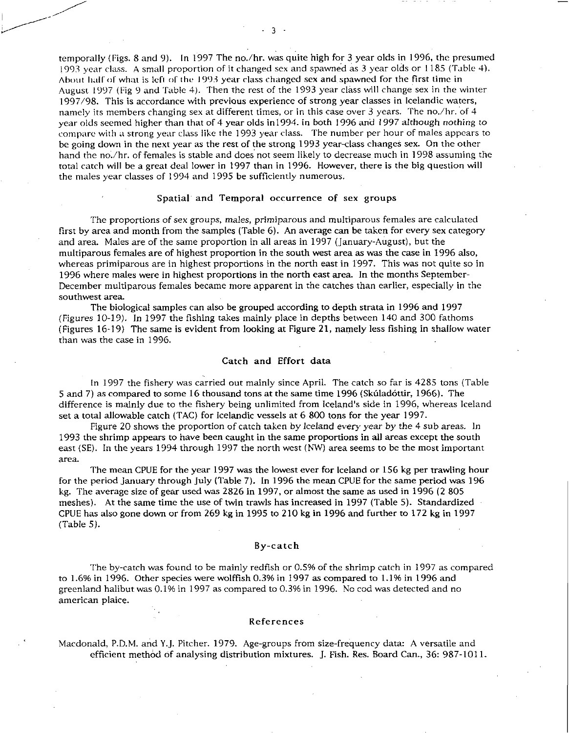temporally (Figs. 8 and 9). In 1997 The no./hr. was quite high for 3 year olds in 1996, the presumed 1993 year class. A small proportion of it changed sex and spawned as 3 year olds or 1185 (Table 4). About half of what is left of the 1993 year class changed sex and spawned for the first time in August 1997 (Fig 9 and Table 4). Then the rest of the 1993 year class will change sex in the winter 1997/98. This is accordance with previous experience of strong year classes in Icelandic waters, namely its members changing sex at different times, or in this case over 3 years. The no./hr. of 4 year olds seemed higher than that of 4 year olds in1994. in both 1996 and 1997 although nothing to compare with a strong year class like the 1993 year class. The number per hour of males appears to be going down in the next year as the rest of the strong 1993 year-class changes sex. On the other hand the no./hr. of females is stable and does not seem likely to decrease much in 1998 assuming the total catch will be a great deal lower in 1997 than in 1996. However, there is the big question will the males year classes of 1994 and 1995 be sufficiently numerous.

## Spatial and Temporal occurrence of sex groups

The proportions of sex groups, males, primiparous and multiparous females are calculated first by area and month from the samples (Table 6). An average can be taken for every sex category and area. Males are of the same proportion in all areas in 1997 (January-August), but the multiparous females are of highest proportion in the south west area as was the case in 1996 also, whereas primiparous are in highest proportions in the north east in 1997. This was not quite so in 1996 where males were in highest proportions in the north east area. In the months September-December multiparous females became more apparent in the catches than earlier, especially in the southwest area.

The biological samples can also be grouped according to depth strata in 1996 and 1997 (Figures 10-19). In 1997 the fishing takes mainly place in depths between 140 and 300 fathoms (Figures 16-19) The same is evident from looking at Figure 21, namely less fishing in shallow water than was the case in 1996.

## Catch and Effort data

In 1997 the fishery was carried out mainly since April. The catch so far is 4285 tons (Table 5 and 7) as compared to some 16 thousand tons at the same time 1996 (Skúladóttir, 1966). The difference is mainly due to the fishery being unlimited from Iceland's side in 1996, whereas Iceland set a total allowable catch (TAC) for Icelandic vessels at 6 800 tons for the year 1997.

Figure 20 shows the proportion of catch taken by Iceland every year by the 4 sub areas. In 1993 the shrimp appears to have been caught in the same proportions in all areas except the south east (SE). In the years 1994 through 1997 the north west (NW) area seems to be the most important area.

The mean CPUE for the year 1997 was the lowest ever for Iceland or 156 kg per trawling hour for the period January through July (Table 7). In 1996 the mean CPUE for the same period was 196 kg. The average size of gear used was 2826 in 1997, or almost the same as used in 1996 (2 805 meshes). At the same time the use of twin trawls has increased in 1997 (Table 5). Standardized CPUE has also gone down or from 269 kg in 1995 to 210 kg in 1996 and further to 172 kg in 1997 (Table 5).

## By-catch

The by-catch was found to be mainly redfish or 0.5% of the shrimp catch in 1997 as compared to 1.6% in 1996. Other species were wolffish 0.3% in 1997 as compared to 1.1% in 1996 and greenland halibut was 0.1% in 1997 as compared to 0.3% in 1996. No cod was detected and no american plaice.

## References

Macdonald, P.D.M. and Y.J. Pitcher. 1979. Age-groups from size-frequency data: A versatile and efficient method of analysing distribution mixtures. J. Fish. Res. Board Can., 36: 987-1011.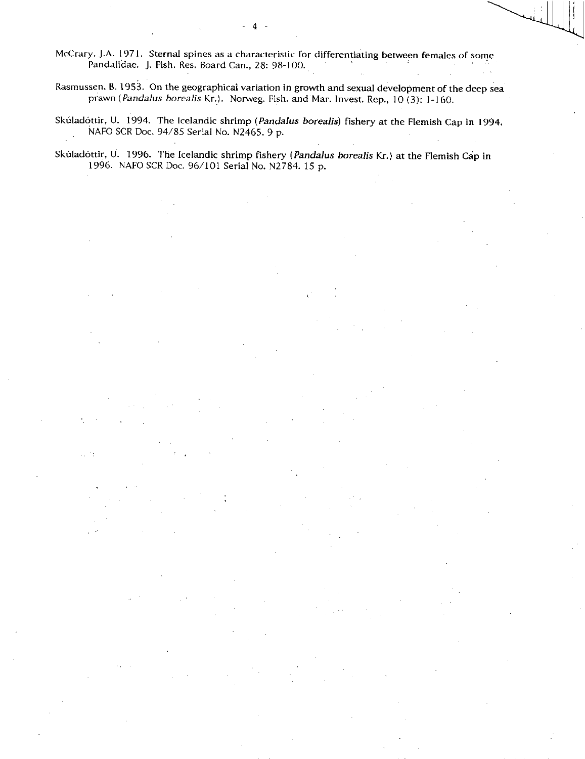McCrary, J.A. 1971. Sternal spines as a characteristic for differentiating between females of some Pandalidae. J. Fish. Res. Board Can., 28: 98-100.

Rasmussen, B. 1953. On the geographical variation in growth and sexual development of the deep sea prawn (*Pandalus borealis* Kr.). Norweg. Fish. and Mar. Invest. Rep., 10 (3): 1-160.

Skúladóttir, U. 1994. The Icelandic shrimp (*Pandalus borealis*) fishery at the Flemish Cap in 1994. NAFO SCR Doc. 94/85 Serial No. N2465. 9 p.

Skúladóttir, U. 1996. The Icelandic shrimp fishery (*Pandalus borealis* Kr.) at the Flemish Cap in 1996. NAFO SCR Doc. 96/101 Serial No. N2784. 15 p.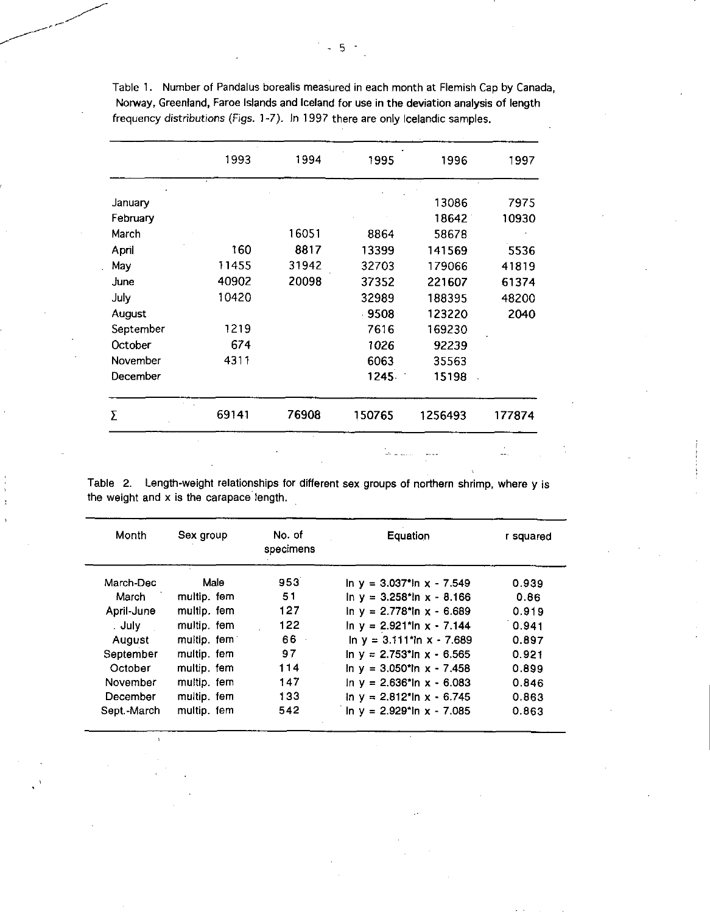Table 1. Number of Pandalus borealis measured in each month at Flemish Cap by Canada, Norway, Greenland, Faroe Islands and Iceland for use in the deviation analysis of length frequency distributions (Figs. 1-7). In 1997 there are only Icelandic samples.

| | 1993 | 1994 | 1995 | 1996 | 1997 |
|---|---|---|---|---|---|
| January | | | | 13086 | 7975 |
| February | | | | 18642 | 10930 |
| March | | 16051 | 8864 | 58678 | |
| April | 160 | 8817 | 13399 | 141569 | 5536 |
| May | 11455 | 31942 | 32703 | 179066 | 41819 |
| June | 40902 | 20098 | 37352 | 221607 | 61374 |
| July | 10420 | | 32989 | 188395 | 48200 |
| August | | | 9508 | 123220 | 2040 |
| September | 1219 | | 7616 | 169230 | |
| October | 674 | | 1026 | 92239 | |
| November | 4311 | | 6063 | 35563 | |
| December | | | 1245 | 15198 | |
| Σ | 69141 | 76908 | 150765 | 1256493 | 177874 |

Table 2. Length-weight relationships for different sex groups of northern shrimp, where y is the weight and x is the carapace length.

| Month | Sex group | No. of specimens | Equation | r squared |
|---|---|---|---|---|
| March-Dec | Male | 953 | $\ln y = 3.037 \cdot \ln x - 7.549$ | 0.939 |
| March | multip. fem | 51 | $\ln y = 3.258 \cdot \ln x - 8.166$ | 0.86 |
| April-June | multip. fem | 127 | $\ln y = 2.778 \cdot \ln x - 6.689$ | 0.919 |
| July | multip. fem | 122 | $\ln y = 2.921 \cdot \ln x - 7.144$ | 0.941 |
| August | multip. fem | 66 | $\ln y = 3.111 \cdot \ln x - 7.689$ | 0.897 |
| September | multip. fem | 97 | $\ln y = 2.753 \cdot \ln x - 6.565$ | 0.921 |
| October | multip. fem | 114 | $\ln y = 3.050 \cdot \ln x - 7.458$ | 0.899 |
| November | multip. fem | 147 | $\ln y = 2.636 \cdot \ln x - 6.083$ | 0.846 |
| December | multip. fem | 133 | $\ln y = 2.812 \cdot \ln x - 6.745$ | 0.863 |
| Sept.-March | multip. fem | 542 | $\ln y = 2.929 \cdot \ln x - 7.085$ | 0.863 |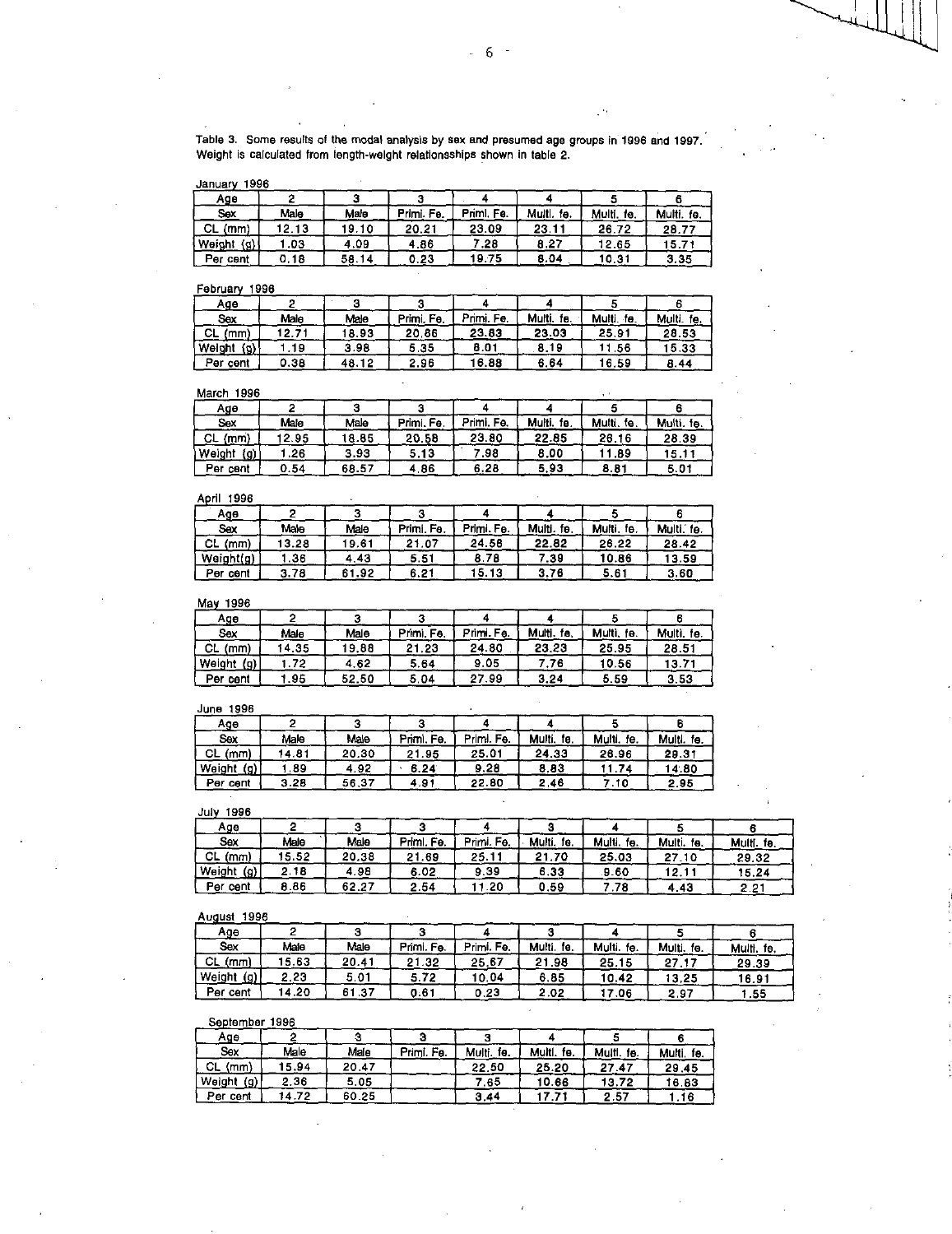Table 3. Some results of the modal analysis by sex and presumed age groups in 1996 and 1997. Weight is calculated from length-weight relationsships shown in table 2.

January 1996

| Age | 2 | 3 | 3 | 4 | 4 | 5 | 6 |
|---|---|---|---|---|---|---|---|
| Sex | Male | Male | Primi. Fe. | Primi. Fe. | Multi. fe. | Multi. fe. | Multi. fe. |
| CL (mm) | 12.13 | 19.10 | 20.21 | 23.09 | 23.11 | 26.72 | 28.77 |
| Weight (g) | 1.03 | 4.09 | 4.86 | 7.28 | 8.27 | 12.65 | 15.71 |
| Per cent | 0.18 | 58.14 | 0.23 | 19.75 | 8.04 | 10.31 | 3.35 |

February 1996

| Age | 2 | 3 | 3 | 4 | 4 | 5 | 6 |
|---|---|---|---|---|---|---|---|
| Sex | Male | Male | Primi. Fe. | Primi. Fe. | Multi. fe. | Multi. fe. | Multi. fe. |
| CL (mm) | 12.71 | 18.93 | 20.86 | 23.83 | 23.03 | 25.91 | 28.53 |
| Weight (g) | 1.19 | 3.98 | 5.35 | 8.01 | 8.19 | 11.56 | 15.33 |
| Per cent | 0.38 | 48.12 | 2.96 | 16.88 | 6.64 | 16.59 | 8.44 |

March 1996

| Age | 2 | 3 | 3 | 4 | 4 | 5 | 6 |
|---|---|---|---|---|---|---|---|
| Sex | Male | Male | Primi. Fe. | Primi. Fe. | Multi. fe. | Multi. fe. | Multi. fe. |
| CL (mm) | 12.95 | 18.85 | 20.58 | 23.80 | 22.85 | 26.16 | 28.39 |
| Weight (g) | 1.26 | 3.93 | 5.13 | 7.98 | 8.00 | 11.89 | 15.11 |
| Per cent | 0.54 | 68.57 | 4.86 | 6.28 | 5.93 | 8.81 | 5.01 |

April 1996

| Age | 2 | 3 | 3 | 4 | 4 | 5 | 6 |
|---|---|---|---|---|---|---|---|
| Sex | Male | Male | Primi. Fe. | Primi. Fe. | Multi. fe. | Multi. fe. | Multi. fe. |
| CL (mm) | 13.28 | 19.61 | 21.07 | 24.58 | 22.82 | 26.22 | 28.42 |
| Weight(g) | 1.36 | 4.43 | 5.51 | 8.78 | 7.39 | 10.86 | 13.59 |
| Per cent | 3.78 | 61.92 | 6.21 | 15.13 | 3.76 | 5.61 | 3.60 |

May 1996

| Age | 2 | 3 | 3 | 4 | 4 | 5 | 6 |
|---|---|---|---|---|---|---|---|
| Sex | Male | Male | Primi. Fe. | Primi. Fe. | Multi. fe. | Multi. fe. | Multi. fe. |
| CL (mm) | 14.35 | 19.88 | 21.23 | 24.80 | 23.23 | 25.95 | 28.51 |
| Weight (g) | 1.72 | 4.62 | 5.64 | 9.05 | 7.76 | 10.56 | 13.71 |
| Per cent | 1.95 | 52.50 | 5.04 | 27.99 | 3.24 | 5.59 | 3.53 |

June 1996

| Age | 2 | 3 | 3 | 4 | 4 | 5 | 6 |
|---|---|---|---|---|---|---|---|
| Sex | Male | Male | Primi. Fe. | Primi. Fe. | Multi. fe. | Multi. fe. | Multi. fe. |
| CL (mm) | 14.81 | 20.30 | 21.95 | 25.01 | 24.33 | 26.96 | 29.31 |
| Weight (g) | 1.89 | 4.92 | 6.24 | 9.28 | 8.83 | 11.74 | 14.80 |
| Per cent | 3.28 | 56.37 | 4.91 | 22.80 | 2.46 | 7.10 | 2.95 |

July 1996

| Age | 2 | 3 | 3 | 4 | 3 | 4 | 5 | 6 |
|---|---|---|---|---|---|---|---|---|
| Sex | Male | Male | Primi. Fe. | Primi. Fe. | Multi. fe. | Multi. fe. | Multi. fe. | Multi. fe. |
| CL (mm) | 15.52 | 20.38 | 21.69 | 25.11 | 21.70 | 25.03 | 27.10 | 29.32 |
| Weight (g) | 2.18 | 4.98 | 6.02 | 9.39 | 6.33 | 9.60 | 12.11 | 15.24 |
| Per cent | 8.86 | 62.27 | 2.54 | 11.20 | 0.59 | 7.78 | 4.43 | 2.21 |

August 1996

| Age | 2 | 3 | 3 | 4 | 3 | 4 | 5 | 6 |
|---|---|---|---|---|---|---|---|---|
| Sex | Male | Male | Primi. Fe. | Primi. Fe. | Multi. fe. | Multi. fe. | Multi. fe. | Multi. fe. |
| CL (mm) | 15.63 | 20.41 | 21.32 | 25.67 | 21.98 | 25.15 | 27.17 | 29.39 |
| Weight (g) | 2.23 | 5.01 | 5.72 | 10.04 | 6.85 | 10.42 | 13.25 | 16.91 |
| Per cent | 14.20 | 61.37 | 0.61 | 0.23 | 2.02 | 17.06 | 2.97 | 1.55 |

September 1996

| Age | 2 | 3 | 3 | 3 | 4 | 5 | 6 |
|---|---|---|---|---|---|---|---|
| Sex | Male | Male | Primi. Fe. | Multi. fe. | Multi. fe. | Multi. fe. | Multi. fe. |
| CL (mm) | 15.94 | 20.47 | | 22.50 | 25.20 | 27.47 | 29.45 |
| Weight (g) | 2.36 | 5.05 | | 7.65 | 10.66 | 13.72 | 16.83 |
| Per cent | 14.72 | 60.25 | | 3.44 | 17.71 | 2.57 | 1.16 |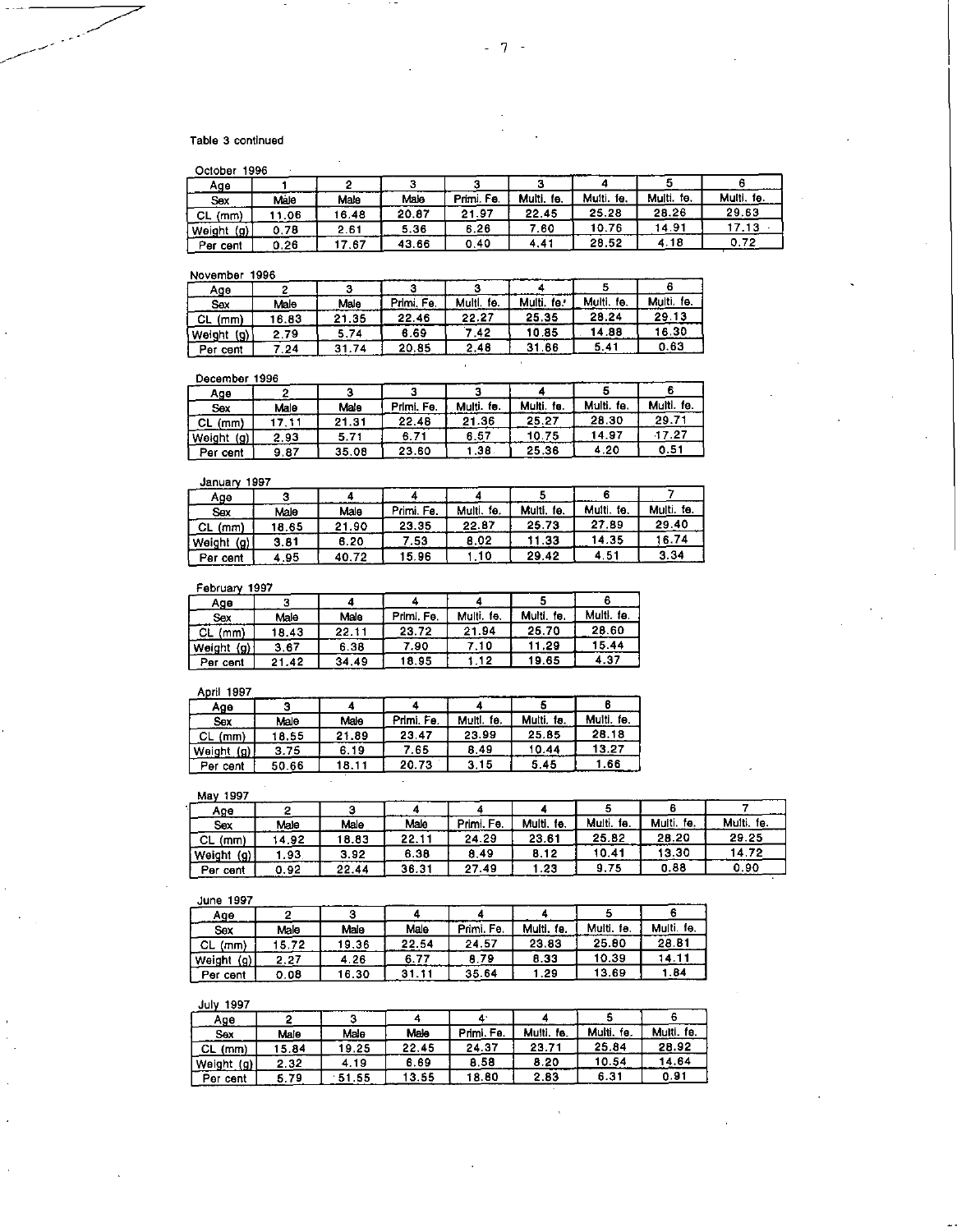Table 3 continued

October 1996

| Age | 1 | 2 | 3 | 3 | 3 | 4 | 5 | 6 |
|---|---|---|---|---|---|---|---|---|
| Sex | Male | Male | Male | Primi. Fe. | Multi. fe. | Multi. fe. | Multi. fe. | Multi. fe. |
| CL (mm) | 11.06 | 16.48 | 20.87 | 21.97 | 22.45 | 25.28 | 28.26 | 29.63 |
| Weight (g) | 0.78 | 2.61 | 5.36 | 6.26 | 7.60 | 10.76 | 14.91 | 17.13 |
| Per cent | 0.26 | 17.67 | 43.66 | 0.40 | 4.41 | 28.52 | 4.18 | 0.72 |

November 1996

| Age | 2 | 3 | 3 | 3 | 4 | 5 | 6 |
|---|---|---|---|---|---|---|---|
| Sex | Male | Male | Primi. Fe. | Multi. fe. | Multi. fe. | Multi. fe. | Multi. fe. |
| CL (mm) | 16.83 | 21.35 | 22.46 | 22.27 | 25.35 | 28.24 | 29.13 |
| Weight (g) | 2.79 | 5.74 | 6.69 | 7.42 | 10.85 | 14.88 | 16.30 |
| Per cent | 7.24 | 31.74 | 20.85 | 2.48 | 31.66 | 5.41 | 0.63 |

December 1996

| Age | 2 | 3 | 3 | 3 | 4 | 5 | 6 |
|---|---|---|---|---|---|---|---|
| Sex | Male | Male | Primi. Fe. | Multi. fe. | Multi. fe. | Multi. fe. | Multi. fe. |
| CL (mm) | 17.11 | 21.31 | 22.48 | 21.36 | 25.27 | 28.30 | 29.71 |
| Weight (g) | 2.93 | 5.71 | 6.71 | 6.57 | 10.75 | 14.97 | 17.27 |
| Per cent | 9.87 | 35.08 | 23.60 | 1.38 | 25.36 | 4.20 | 0.51 |

January 1997

| Age | 3 | 4 | 4 | 4 | 5 | 6 | 7 |
|---|---|---|---|---|---|---|---|
| Sex | Male | Male | Primi. Fe. | Multi. fe. | Multi. fe. | Multi. fe. | Multi. fe. |
| CL (mm) | 18.65 | 21.90 | 23.35 | 22.87 | 25.73 | 27.89 | 29.40 |
| Weight (g) | 3.81 | 6.20 | 7.53 | 8.02 | 11.33 | 14.35 | 16.74 |
| Per cent | 4.95 | 40.72 | 15.96 | 1.10 | 29.42 | 4.51 | 3.34 |

February 1997

| Age | 3 | 4 | 4 | 4 | 5 | 6 |
|---|---|---|---|---|---|---|
| Sex | Male | Male | Primi. Fe. | Multi. fe. | Multi. fe. | Multi. fe. |
| CL (mm) | 18.43 | 22.11 | 23.72 | 21.94 | 25.70 | 28.60 |
| Weight (g) | 3.67 | 6.38 | 7.90 | 7.10 | 11.29 | 15.44 |
| Per cent | 21.42 | 34.49 | 18.95 | 1.12 | 19.65 | 4.37 |

April 1997

| Age | 3 | 4 | 4 | 4 | 5 | 6 |
|---|---|---|---|---|---|---|
| Sex | Male | Male | Primi. Fe. | Multi. fe. | Multi. fe. | Multi. fe. |
| CL (mm) | 18.55 | 21.89 | 23.47 | 23.99 | 25.85 | 28.18 |
| Weight (g) | 3.75 | 6.19 | 7.65 | 8.49 | 10.44 | 13.27 |
| Per cent | 50.66 | 18.11 | 20.73 | 3.15 | 5.45 | 1.66 |

May 1997

| Age | 2 | 3 | 4 | 4 | 4 | 5 | 6 | 7 |
|---|---|---|---|---|---|---|---|---|
| Sex | Male | Male | Male | Primi. Fe. | Multi. fe. | Multi. fe. | Multi. fe. | Multi. fe. |
| CL (mm) | 14.92 | 18.83 | 22.11 | 24.29 | 23.61 | 25.82 | 28.20 | 29.25 |
| Weight (g) | 1.93 | 3.92 | 6.38 | 8.49 | 8.12 | 10.41 | 13.30 | 14.72 |
| Per cent | 0.92 | 22.44 | 36.31 | 27.49 | 1.23 | 9.75 | 0.88 | 0.90 |

June 1997

| Age | 2 | 3 | 4 | 4 | 4 | 5 | 6 |
|---|---|---|---|---|---|---|---|
| Sex | Male | Male | Male | Primi. Fe. | Multi. fe. | Multi. fe. | Multi. fe. |
| CL (mm) | 15.72 | 19.36 | 22.54 | 24.57 | 23.83 | 25.80 | 28.81 |
| Weight (g) | 2.27 | 4.26 | 6.77 | 8.79 | 8.33 | 10.39 | 14.11 |
| Per cent | 0.08 | 16.30 | 31.11 | 35.64 | 1.29 | 13.69 | 1.84 |

July 1997

| Age | 2 | 3 | 4 | 4 | 4 | 5 | 6 |
|---|---|---|---|---|---|---|---|
| Sex | Male | Male | Male | Primi. Fe. | Multi. fe. | Multi. fe. | Multi. fe. |
| CL (mm) | 15.84 | 19.25 | 22.45 | 24.37 | 23.71 | 25.84 | 28.92 |
| Weight (g) | 2.32 | 4.19 | 6.69 | 8.58 | 8.20 | 10.54 | 14.64 |
| Per cent | 5.79 | 51.55 | 13.55 | 18.80 | 2.83 | 6.31 | 0.91 |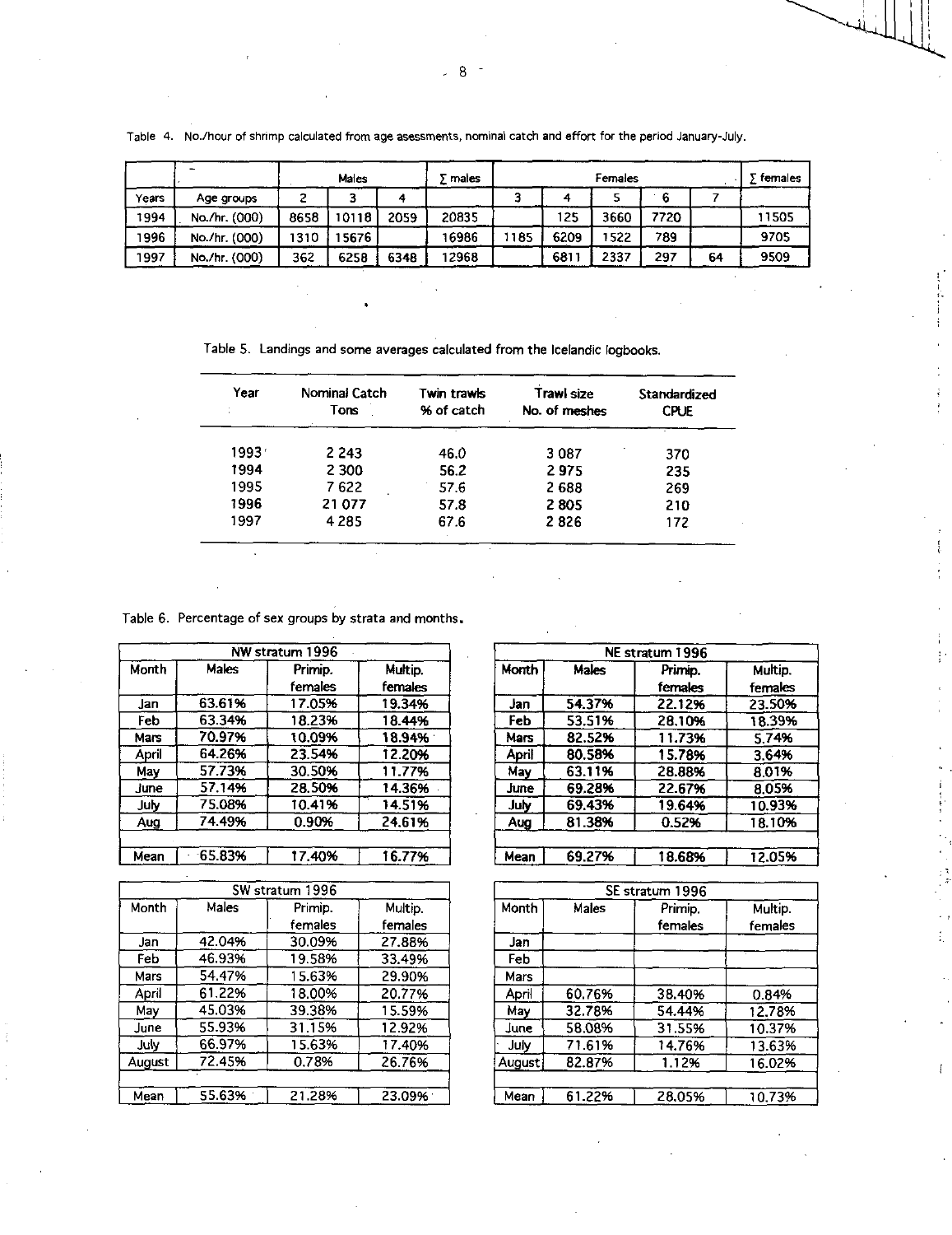Table 4. No./hour of shrimp calculated from age asessments, nominal catch and effort for the period January-July.

| | – | Males | | | ∑ males | Females | | | | | ∑ females |
|---|---|---|---|---|---|---|---|---|---|---|---|
| Years | Age groups | 2 | 3 | 4 | | 3 | 4 | 5 | 6 | 7 | |
| 1994 | No./hr. (000) | 8658 | 10118 | 2059 | 20835 | | 125 | 3660 | 7720 | | 11505 |
| 1996 | No./hr. (000) | 1310 | 15676 | | 16986 | 1185 | 6209 | 1522 | 789 | | 9705 |
| 1997 | No./hr. (000) | 362 | 6258 | 6348 | 12968 | | 6811 | 2337 | 297 | 64 | 9509 |

Table 5. Landings and some averages calculated from the Icelandic logbooks.

| Year | Nominal Catch Tons | Twin trawls % of catch | Trawl size No. of meshes | Standardized CPUE |
|---|---|---|---|---|
| 1993 | 2 243 | 46.0 | 3 087 | 370 |
| 1994 | 2 300 | 56.2 | 2 975 | 235 |
| 1995 | 7 622 | 57.6 | 2 688 | 269 |
| 1996 | 21 077 | 57.8 | 2 805 | 210 |
| 1997 | 4 285 | 67.6 | 2 826 | 172 |

Table 6. Percentage of sex groups by strata and months.

| NW stratum 1996 | | | |
|---|---|---|---|
| Month | Males | Primip. females | Multip. females |
| Jan | 63.61% | 17.05% | 19.34% |
| Feb | 63.34% | 18.23% | 18.44% |
| Mars | 70.97% | 10.09% | 18.94% |
| April | 64.26% | 23.54% | 12.20% |
| May | 57.73% | 30.50% | 11.77% |
| June | 57.14% | 28.50% | 14.36% |
| July | 75.08% | 10.41% | 14.51% |
| Aug | 74.49% | 0.90% | 24.61% |
| Mean | 65.83% | 17.40% | 16.77% |

| NE stratum 1996 | | | |
|---|---|---|---|
| Month | Males | Primip. females | Multip. females |
| Jan | 54.37% | 22.12% | 23.50% |
| Feb | 53.51% | 28.10% | 18.39% |
| Mars | 82.52% | 11.73% | 5.74% |
| April | 80.58% | 15.78% | 3.64% |
| May | 63.11% | 28.88% | 8.01% |
| June | 69.28% | 22.67% | 8.05% |
| July | 69.43% | 19.64% | 10.93% |
| Aug | 81.38% | 0.52% | 18.10% |
| Mean | 69.27% | 18.68% | 12.05% |

| SW stratum 1996 | | | |
|---|---|---|---|
| Month | Males | Primip. females | Multip. females |
| Jan | 42.04% | 30.09% | 27.88% |
| Feb | 46.93% | 19.58% | 33.49% |
| Mars | 54.47% | 15.63% | 29.90% |
| April | 61.22% | 18.00% | 20.77% |
| May | 45.03% | 39.38% | 15.59% |
| June | 55.93% | 31.15% | 12.92% |
| July | 66.97% | 15.63% | 17.40% |
| August | 72.45% | 0.78% | 26.76% |
| Mean | 55.63% | 21.28% | 23.09% |

| SE stratum 1996 | | | |
|---|---|---|---|
| Month | Males | Primip. females | Multip. females |
| Jan | | | |
| Feb | | | |
| Mars | | | |
| April | 60.76% | 38.40% | 0.84% |
| May | 32.78% | 54.44% | 12.78% |
| June | 58.08% | 31.55% | 10.37% |
| July | 71.61% | 14.76% | 13.63% |
| August | 82.87% | 1.12% | 16.02% |
| Mean | 61.22% | 28.05% | 10.73% |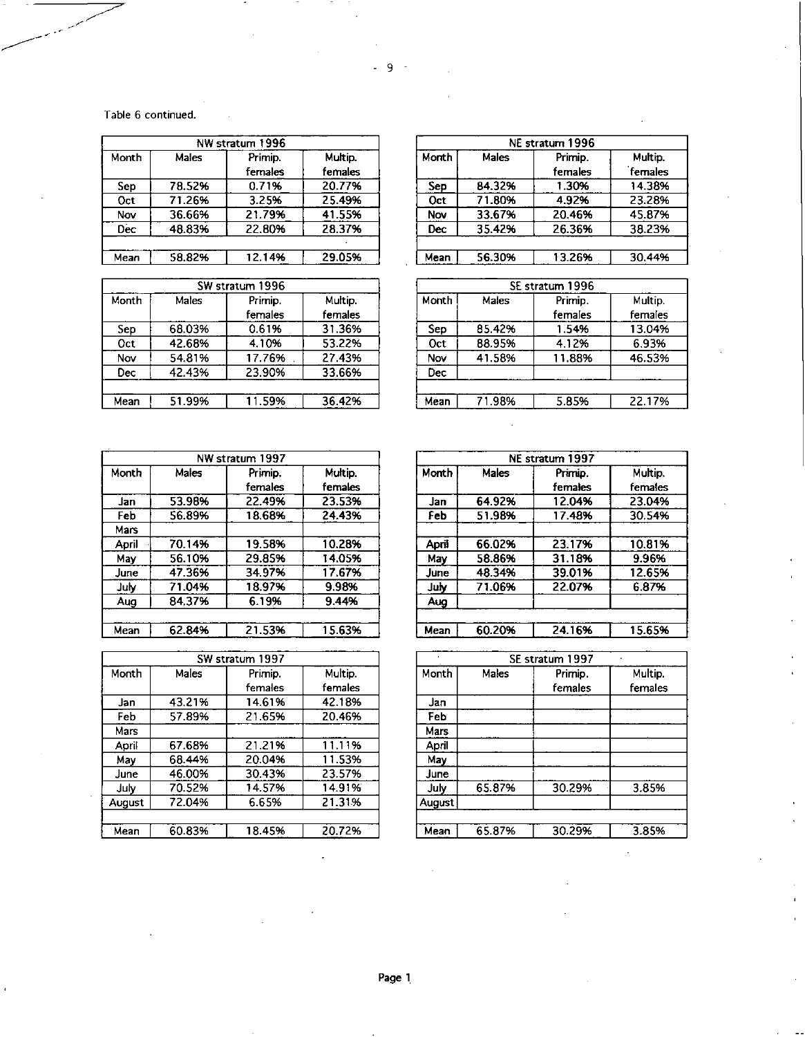Table 6 continued.

| NW stratum 1996 | | | |
|---|---|---|---|
| Month | Males | Primip. females | Multip. females |
| Sep | 78.52% | 0.71% | 20.77% |
| Oct | 71.26% | 3.25% | 25.49% |
| Nov | 36.66% | 21.79% | 41.55% |
| Dec | 48.83% | 22.80% | 28.37% |
| | | | |
| Mean | 58.82% | 12.14% | 29.05% |

| NE stratum 1996 | | | |
|---|---|---|---|
| Month | Males | Primip. females | Multip. females |
| Sep | 84.32% | 1.30% | 14.38% |
| Oct | 71.80% | 4.92% | 23.28% |
| Nov | 33.67% | 20.46% | 45.87% |
| Dec | 35.42% | 26.36% | 38.23% |
| | | | |
| Mean | 56.30% | 13.26% | 30.44% |

| SW stratum 1996 | | | |
|---|---|---|---|
| Month | Males | Primip. females | Multip. females |
| Sep | 68.03% | 0.61% | 31.36% |
| Oct | 42.68% | 4.10% | 53.22% |
| Nov | 54.81% | 17.76% | 27.43% |
| Dec | 42.43% | 23.90% | 33.66% |
| | | | |
| Mean | 51.99% | 11.59% | 36.42% |

| SE stratum 1996 | | | |
|---|---|---|---|
| Month | Males | Primip. females | Multip. females |
| Sep | 85.42% | 1.54% | 13.04% |
| Oct | 88.95% | 4.12% | 6.93% |
| Nov | 41.58% | 11.88% | 46.53% |
| Dec | | | |
| | | | |
| Mean | 71.98% | 5.85% | 22.17% |

| NW stratum 1997 | | | |
|---|---|---|---|
| Month | Males | Primip. females | Multip. females |
| Jan | 53.98% | 22.49% | 23.53% |
| Feb | 56.89% | 18.68% | 24.43% |
| Mars | | | |
| April | 70.14% | 19.58% | 10.28% |
| May | 56.10% | 29.85% | 14.05% |
| June | 47.36% | 34.97% | 17.67% |
| July | 71.04% | 18.97% | 9.98% |
| Aug | 84.37% | 6.19% | 9.44% |
| | | | |
| Mean | 62.84% | 21.53% | 15.63% |

| NE stratum 1997 | | | |
|---|---|---|---|
| Month | Males | Primip. females | Multip. females |
| Jan | 64.92% | 12.04% | 23.04% |
| Feb | 51.98% | 17.48% | 30.54% |
| | | | |
| April | 66.02% | 23.17% | 10.81% |
| May | 58.86% | 31.18% | 9.96% |
| June | 48.34% | 39.01% | 12.65% |
| July | 71.06% | 22.07% | 6.87% |
| Aug | | | |
| | | | |
| Mean | 60.20% | 24.16% | 15.65% |

| SW stratum 1997 | | | |
|---|---|---|---|
| Month | Males | Primip. females | Multip. females |
| Jan | 43.21% | 14.61% | 42.18% |
| Feb | 57.89% | 21.65% | 20.46% |
| Mars | | | |
| April | 67.68% | 21.21% | 11.11% |
| May | 68.44% | 20.04% | 11.53% |
| June | 46.00% | 30.43% | 23.57% |
| July | 70.52% | 14.57% | 14.91% |
| August | 72.04% | 6.65% | 21.31% |
| | | | |
| Mean | 60.83% | 18.45% | 20.72% |

| SE stratum 1997 | | | |
|---|---|---|---|
| Month | Males | Primip. females | Multip. females |
| Jan | | | |
| Feb | | | |
| Mars | | | |
| April | | | |
| May | | | |
| June | | | |
| July | 65.87% | 30.29% | 3.85% |
| August | | | |
| | | | |
| Mean | 65.87% | 30.29% | 3.85% |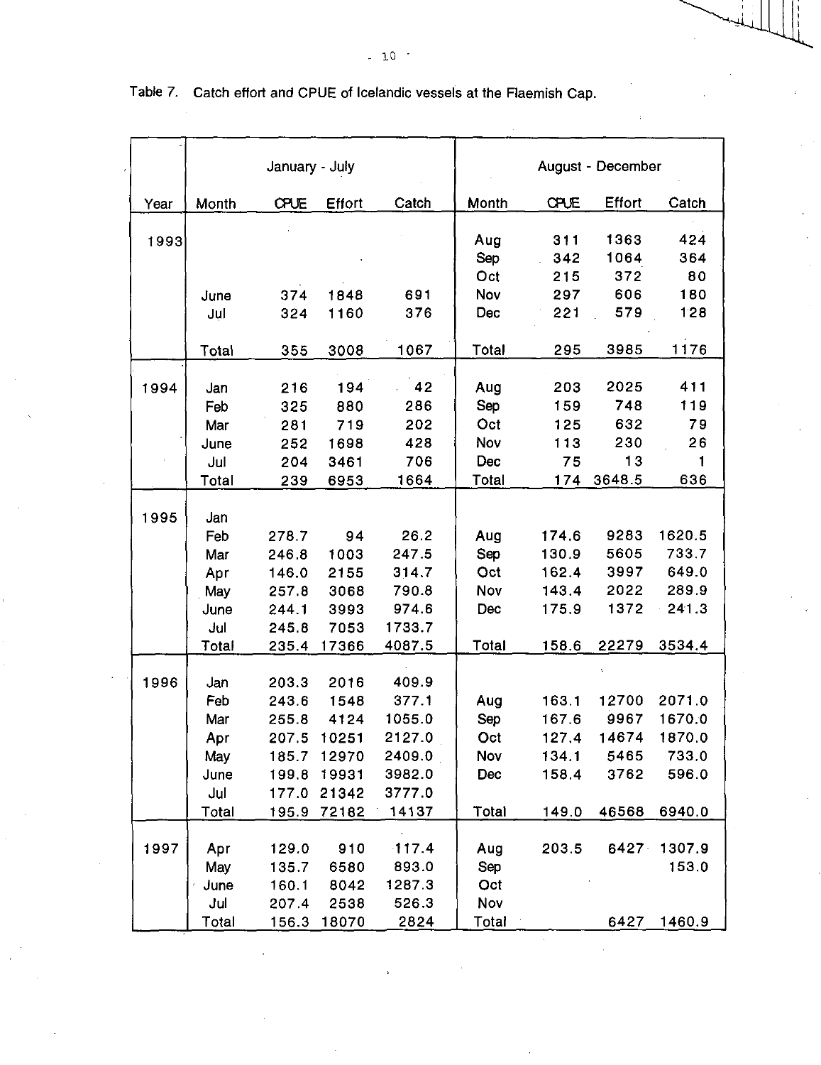Table 7. Catch effort and CPUE of Icelandic vessels at the Flaemish Cap.

| | January - July | | | | August - December | | | |
|---|---|---|---|---|---|---|---|---|
| Year | Month | CPUE | Effort | Catch | Month | CPUE | Effort | Catch |
| 1993 | | | | | Aug | 311 | 1363 | 424 |
| | | | | | Sep | 342 | 1064 | 364 |
| | | | | | Oct | 215 | 372 | 80 |
| | June | 374 | 1848 | 691 | Nov | 297 | 606 | 180 |
| | Jul | 324 | 1160 | 376 | Dec | 221 | 579 | 128 |
| | Total | 355 | 3008 | 1067 | Total | 295 | 3985 | 1176 |
| 1994 | Jan | 216 | 194 | 42 | Aug | 203 | 2025 | 411 |
| | Feb | 325 | 880 | 286 | Sep | 159 | 748 | 119 |
| | Mar | 281 | 719 | 202 | Oct | 125 | 632 | 79 |
| | June | 252 | 1698 | 428 | Nov | 113 | 230 | 26 |
| | Jul | 204 | 3461 | 706 | Dec | 75 | 13 | 1 |
| | Total | 239 | 6953 | 1664 | Total | 174 | 3648.5 | 636 |
| 1995 | Jan | | | | | | | |
| | Feb | 278.7 | 94 | 26.2 | Aug | 174.6 | 9283 | 1620.5 |
| | Mar | 246.8 | 1003 | 247.5 | Sep | 130.9 | 5605 | 733.7 |
| | Apr | 146.0 | 2155 | 314.7 | Oct | 162.4 | 3997 | 649.0 |
| | May | 257.8 | 3068 | 790.8 | Nov | 143.4 | 2022 | 289.9 |
| | June | 244.1 | 3993 | 974.6 | Dec | 175.9 | 1372 | 241.3 |
| | Jul | 245.8 | 7053 | 1733.7 | | | | |
| | Total | 235.4 | 17366 | 4087.5 | Total | 158.6 | 22279 | 3534.4 |
| 1996 | Jan | 203.3 | 2016 | 409.9 | | | | |
| | Feb | 243.6 | 1548 | 377.1 | Aug | 163.1 | 12700 | 2071.0 |
| | Mar | 255.8 | 4124 | 1055.0 | Sep | 167.6 | 9967 | 1670.0 |
| | Apr | 207.5 | 10251 | 2127.0 | Oct | 127.4 | 14674 | 1870.0 |
| | May | 185.7 | 12970 | 2409.0 | Nov | 134.1 | 5465 | 733.0 |
| | June | 199.8 | 19931 | 3982.0 | Dec | 158.4 | 3762 | 596.0 |
| | Jul | 177.0 | 21342 | 3777.0 | | | | |
| | Total | 195.9 | 72182 | 14137 | Total | 149.0 | 46568 | 6940.0 |
| 1997 | Apr | 129.0 | 910 | 117.4 | Aug | 203.5 | 6427 | 1307.9 |
| | May | 135.7 | 6580 | 893.0 | Sep | | | 153.0 |
| | June | 160.1 | 8042 | 1287.3 | Oct | | | |
| | Jul | 207.4 | 2538 | 526.3 | Nov | | | |
| | Total | 156.3 | 18070 | 2824 | Total | | 6427 | 1460.9 |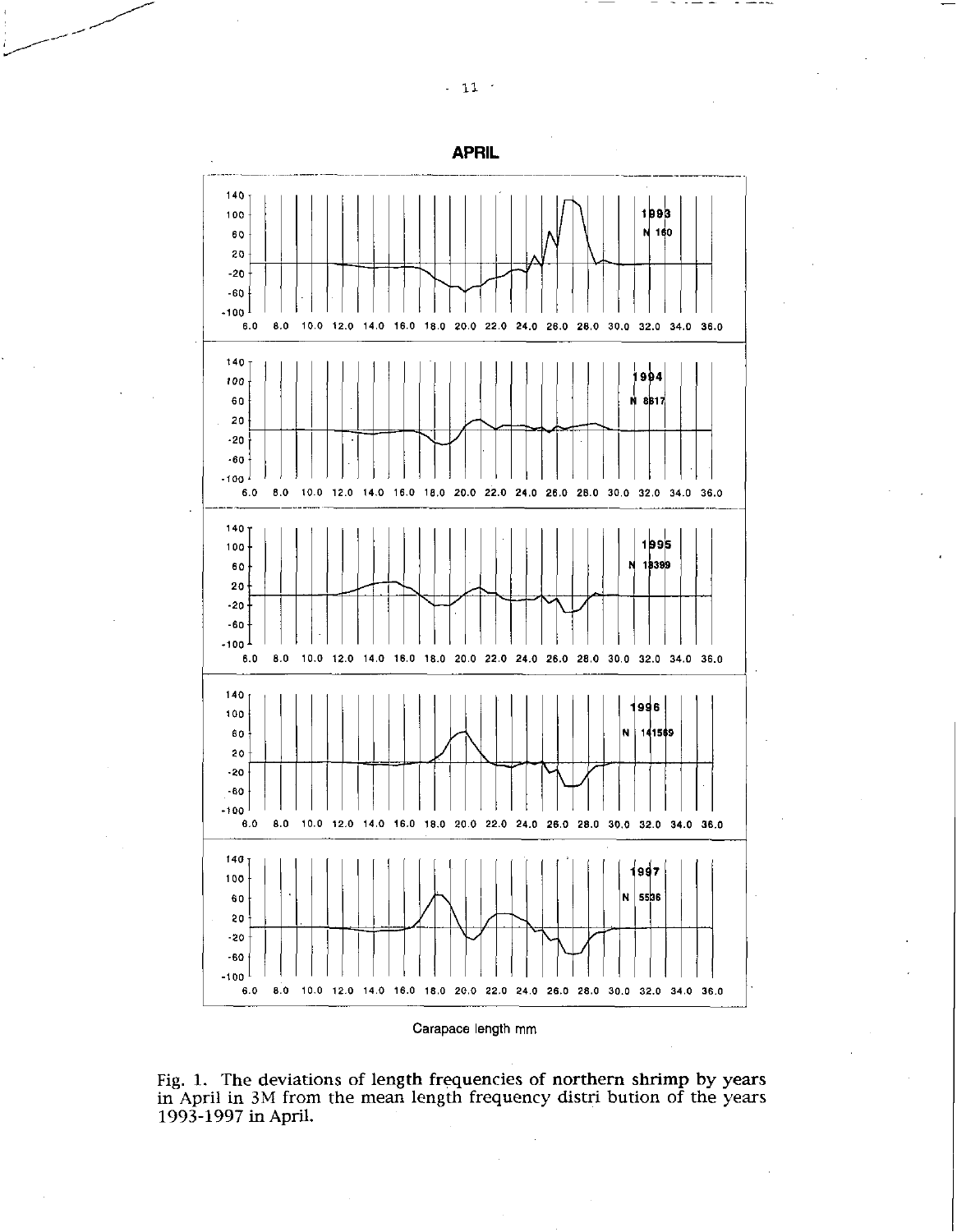**APRIL**

| Year | N |
|---|---|
| 1993 | 160 |
| 1994 | 8617 |
| 1995 | 18399 |
| 1996 | 141589 |
| 1997 | 5536 |

Carapace length mm

Fig. 1. The deviations of length frequencies of northern shrimp by years in April in 3M from the mean length frequency distri bution of the years 1993-1997 in April.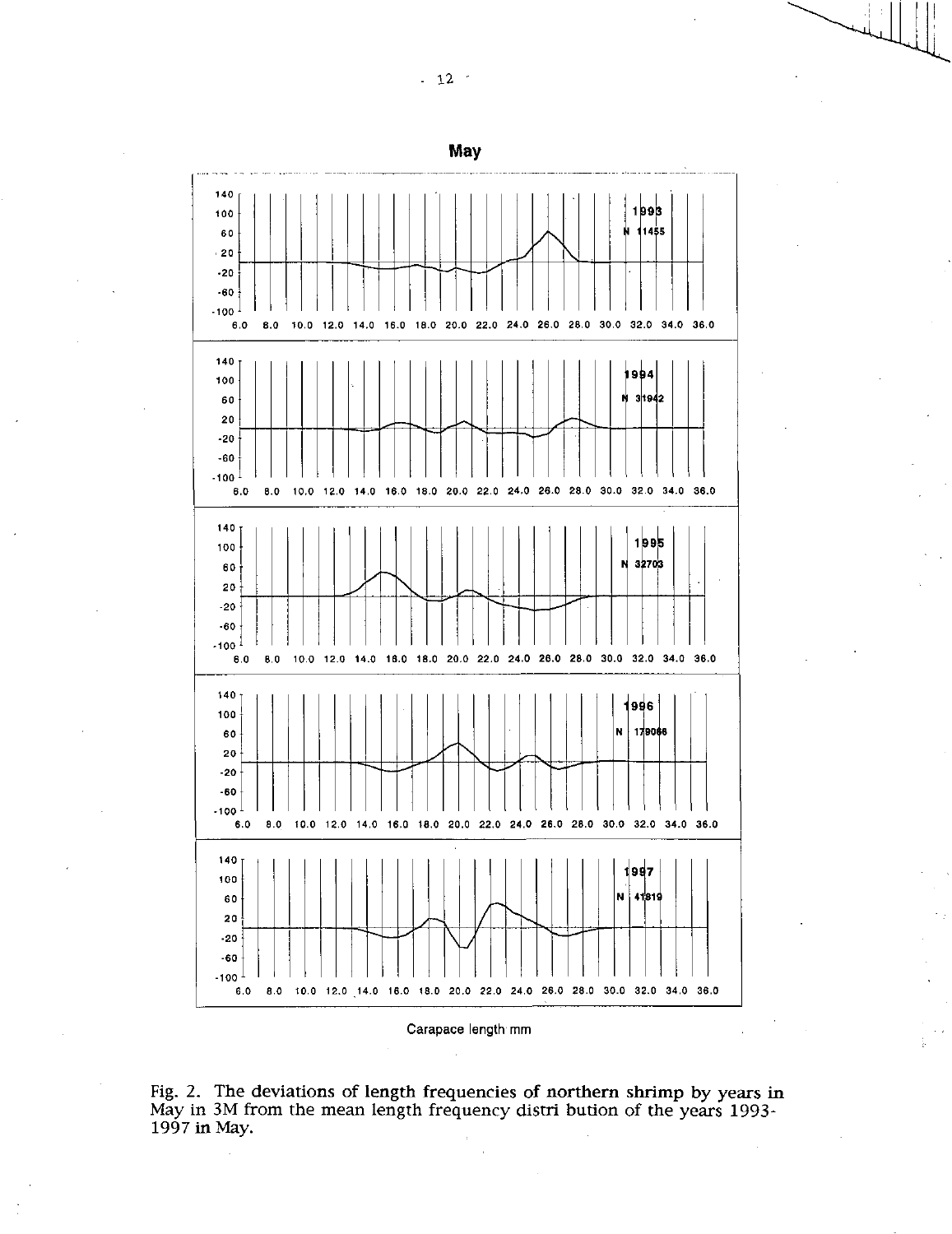May

Carapace length mm

Fig. 2. The deviations of length frequencies of northern shrimp by years in May in 3M from the mean length frequency distri bution of the years 1993-1997 in May.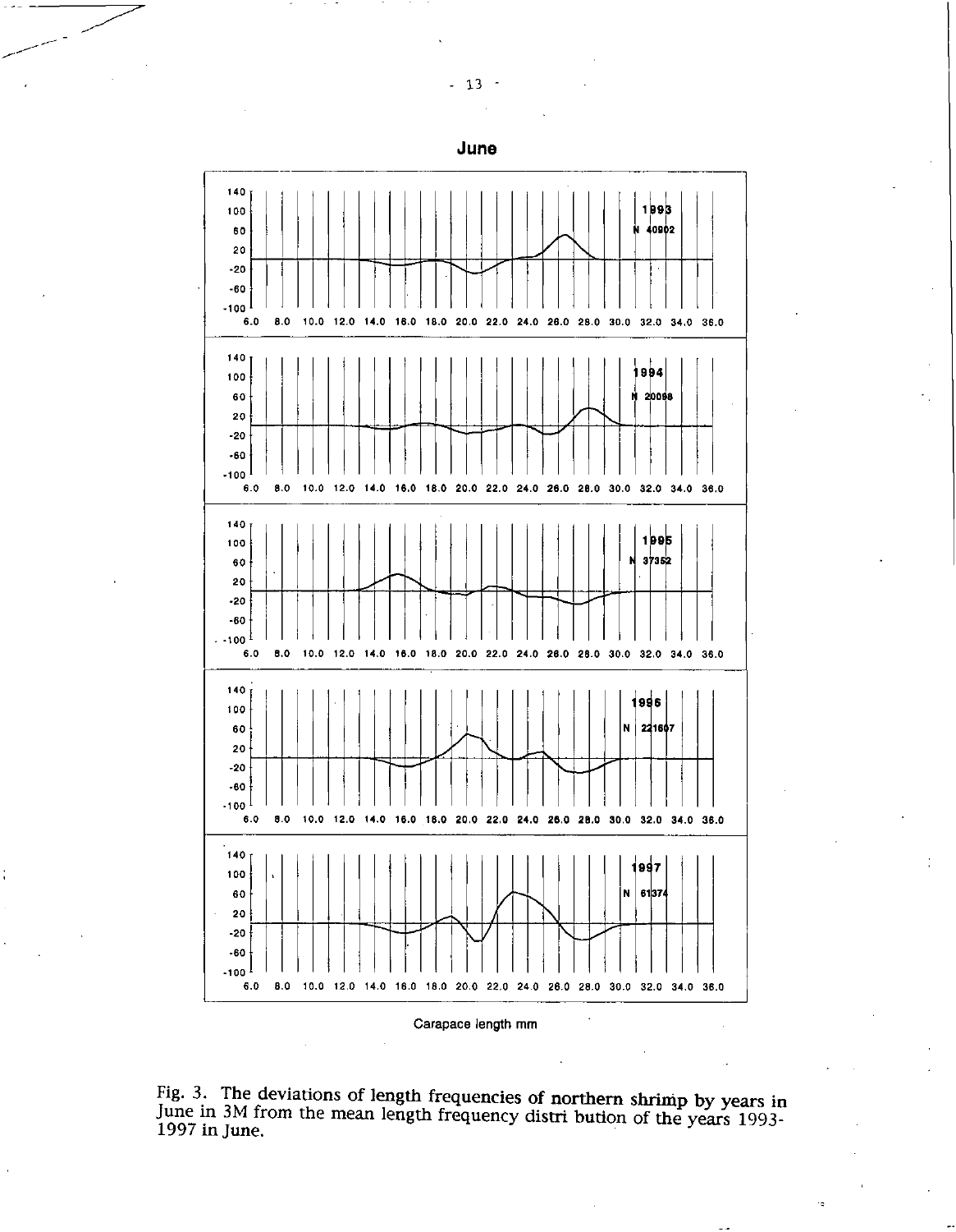June

Carapace length mm

Fig. 3. The deviations of length frequencies of northern shrimp by years in June in 3M from the mean length frequency distri bution of the years 1993-1997 in June.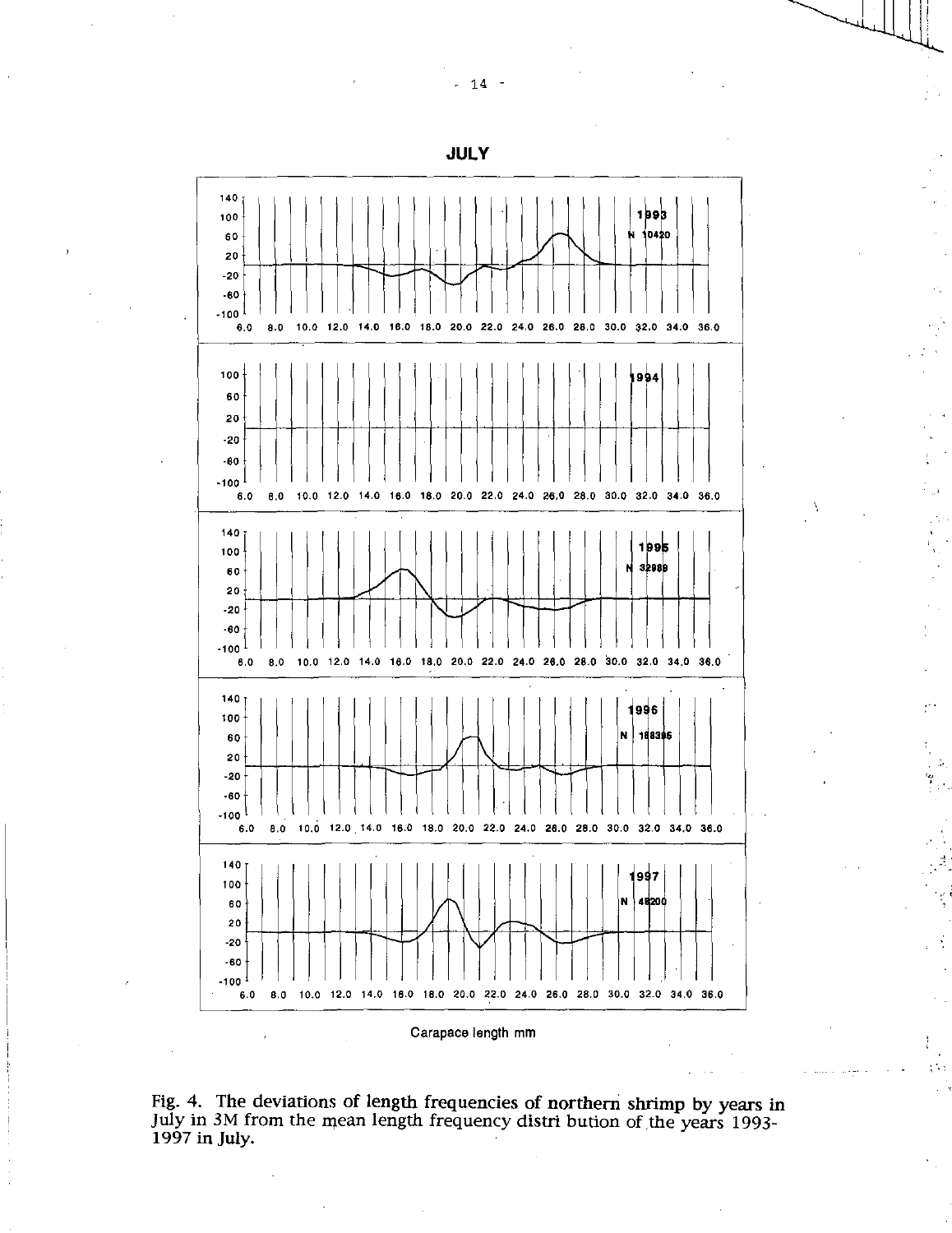**JULY**

Carapace length mm

Fig. 4. The deviations of length frequencies of northern shrimp by years in July in 3M from the mean length frequency distri bution of the years 1993-1997 in July.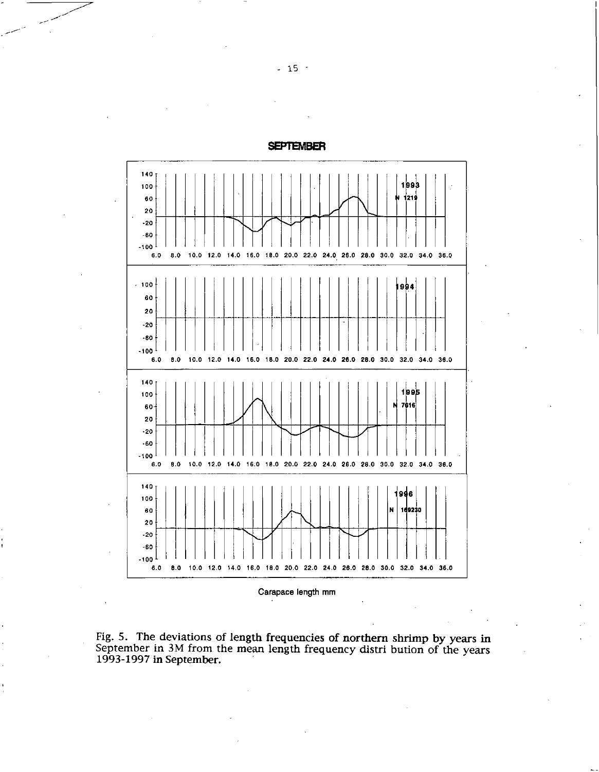**SEPTEMBER**

Carapace length mm

Fig. 5. The deviations of length frequencies of northern shrimp by years in September in 3M from the mean length frequency distri bution of the years 1993-1997 in September.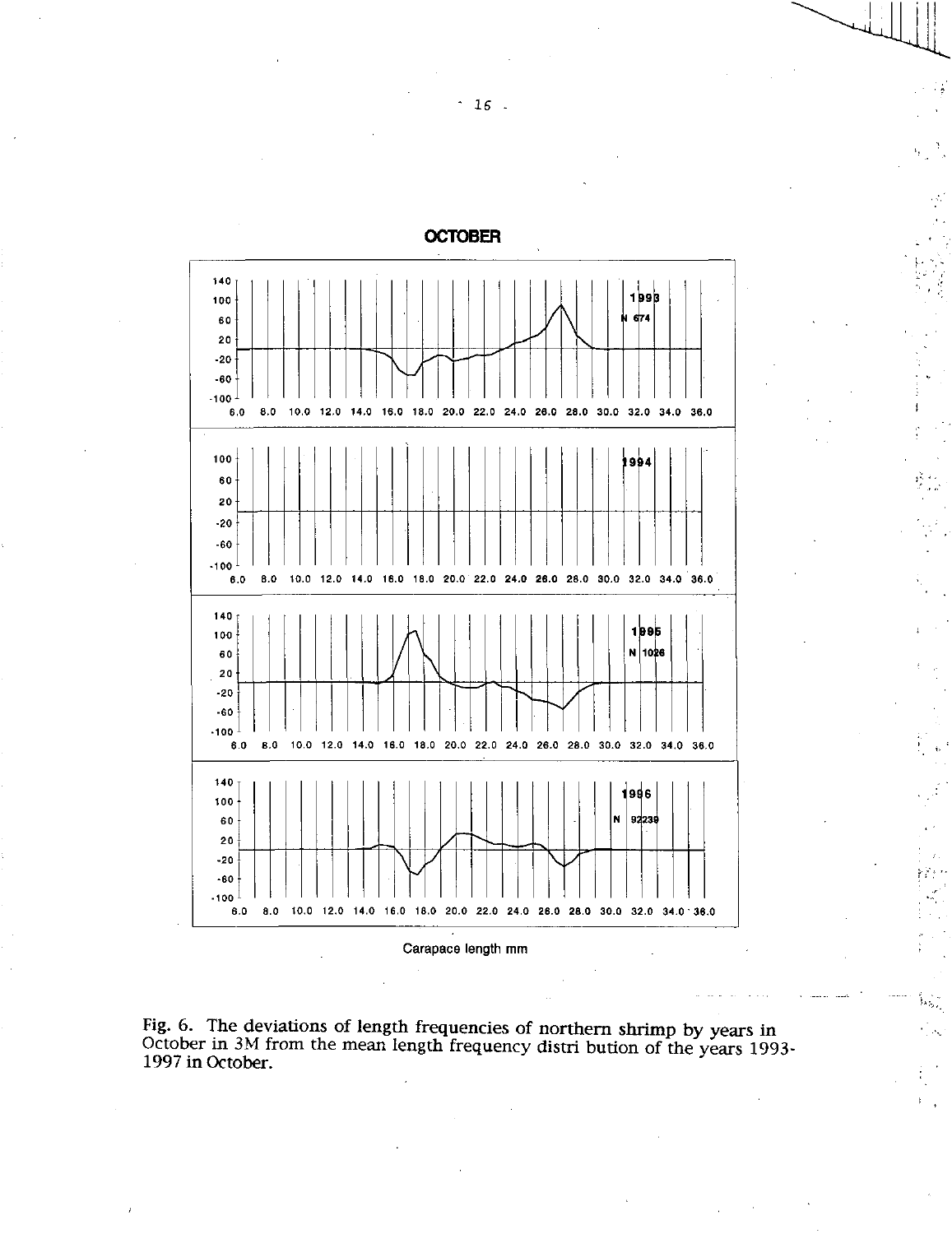**OCTOBER**

1993 N 674

1994

1995 N 1026

1996 N 92239

Carapace length mm

Fig. 6. The deviations of length frequencies of northern shrimp by years in October in 3M from the mean length frequency distri bution of the years 1993-1997 in October.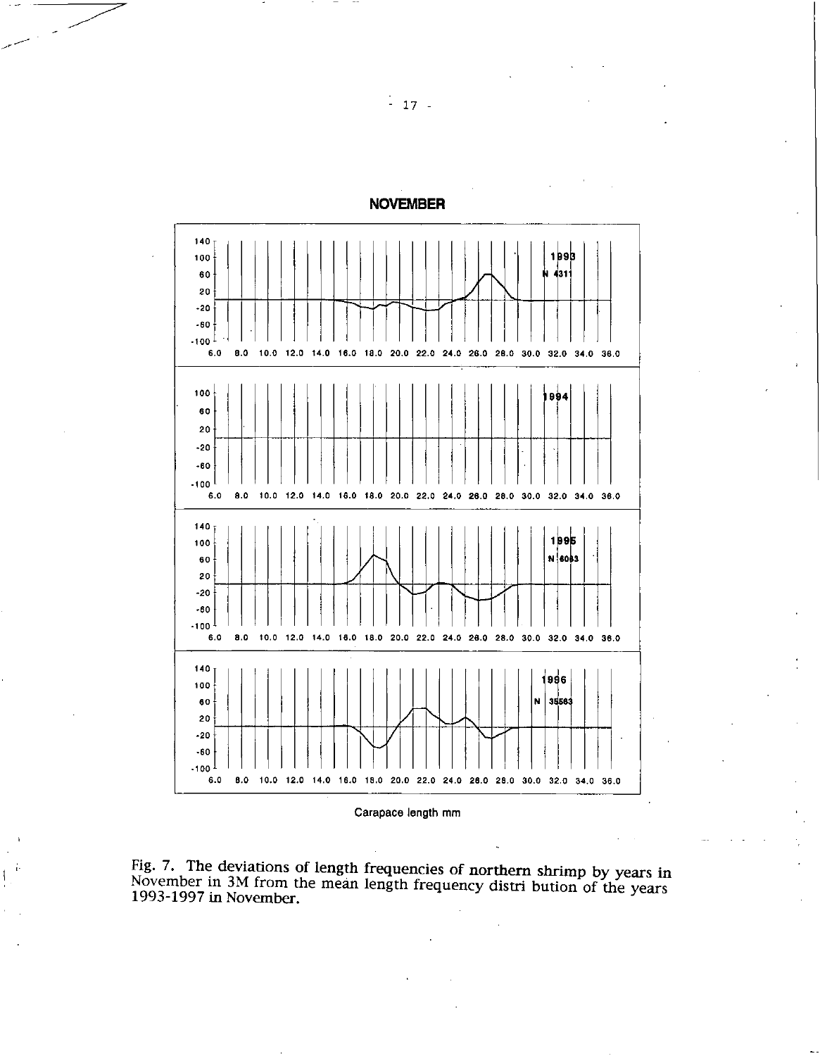**NOVEMBER**

1993
N 4311

1994

1995
N 6083

1996
N 35583

Carapace length mm

Fig. 7. The deviations of length frequencies of northern shrimp by years in November in 3M from the mean length frequency distri bution of the years 1993-1997 in November.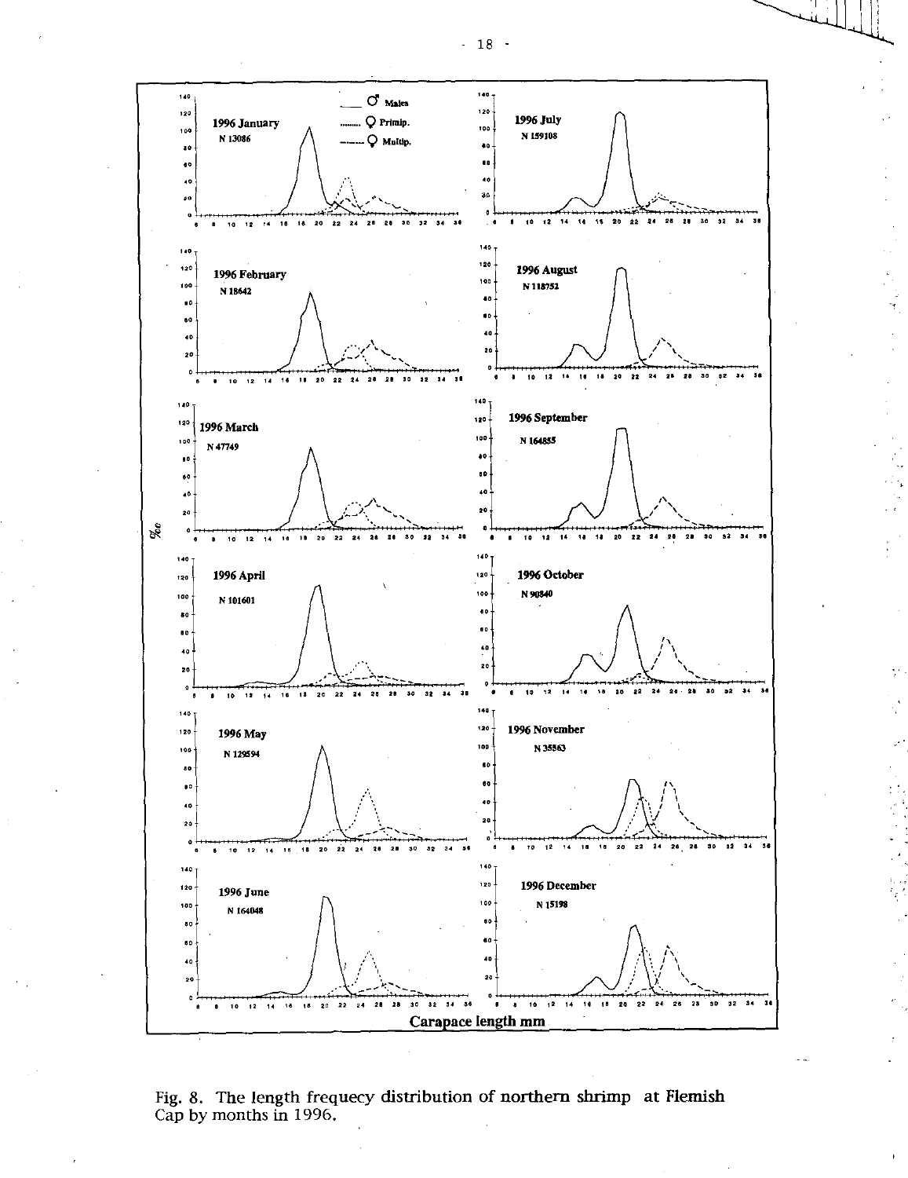Fig. 8. The length frequecy distribution of northern shrimp at Flemish Cap by months in 1996.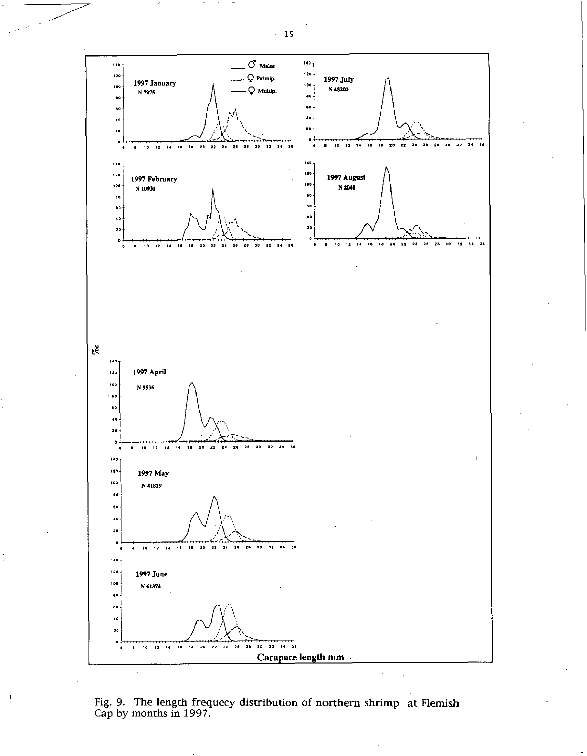Fig. 9. The length frequecy distribution of northern shrimp at Flemish Cap by months in 1997.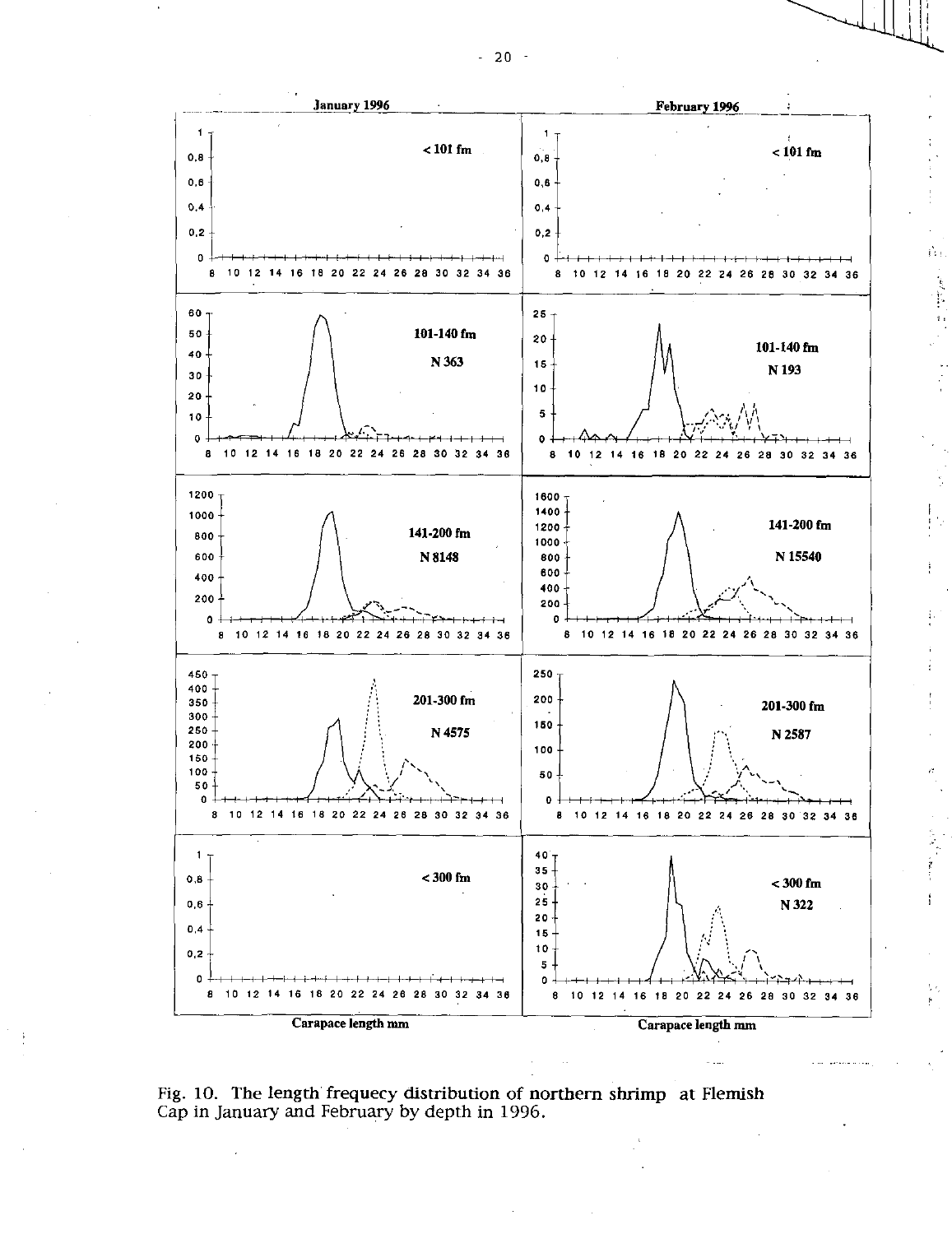Fig. 10. The length frequecy distribution of northern shrimp at Flemish Cap in January and February by depth in 1996.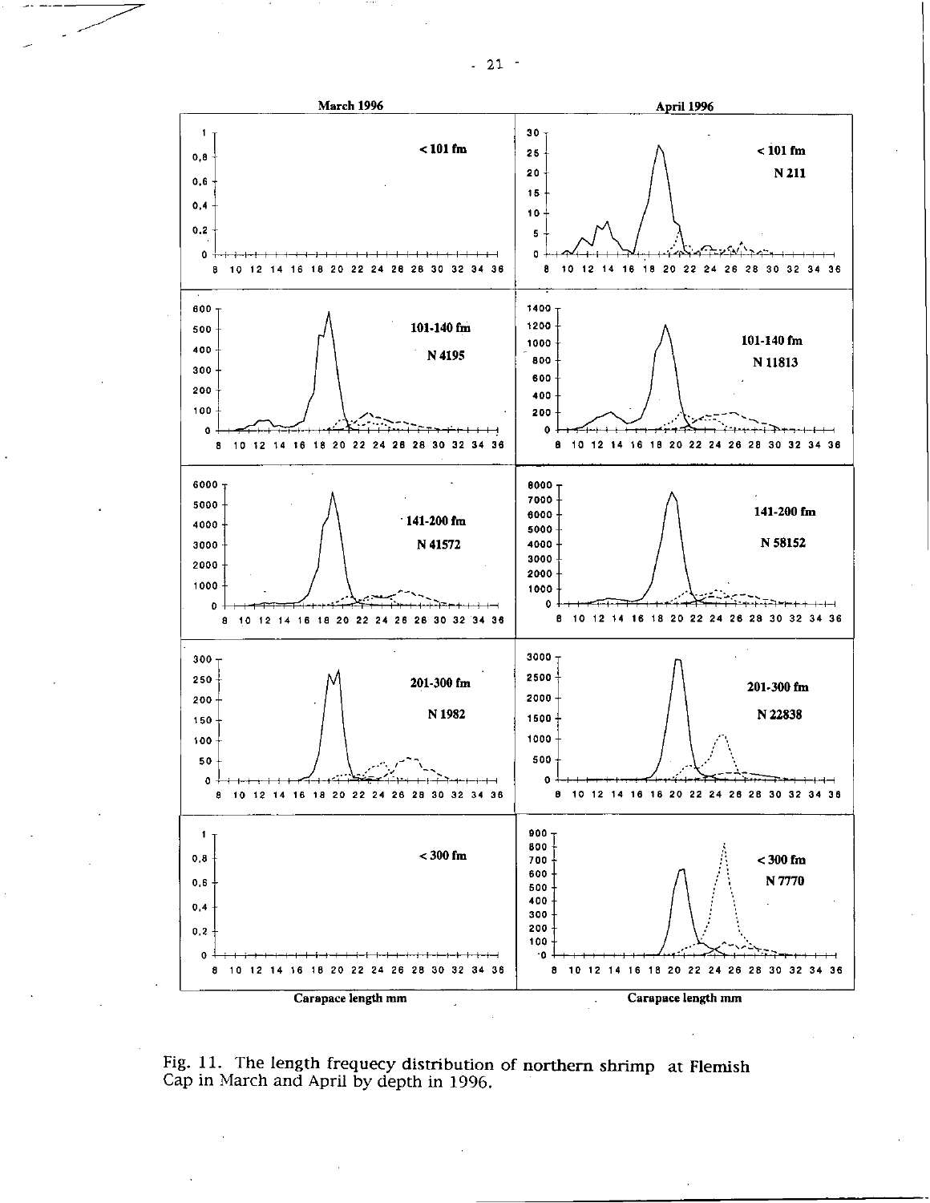March 1996

April 1996

< 101 fm

< 101 fm

N 211

101-140 fm

N 4195

101-140 fm

N 11813

141-200 fm

N 41572

141-200 fm

N 58152

201-300 fm

N 1982

201-300 fm

N 22838

< 300 fm

< 300 fm

N 7770

Carapace length mm

Carapace length mm

Fig. 11. The length frequecy distribution of northern shrimp at Flemish Cap in March and April by depth in 1996.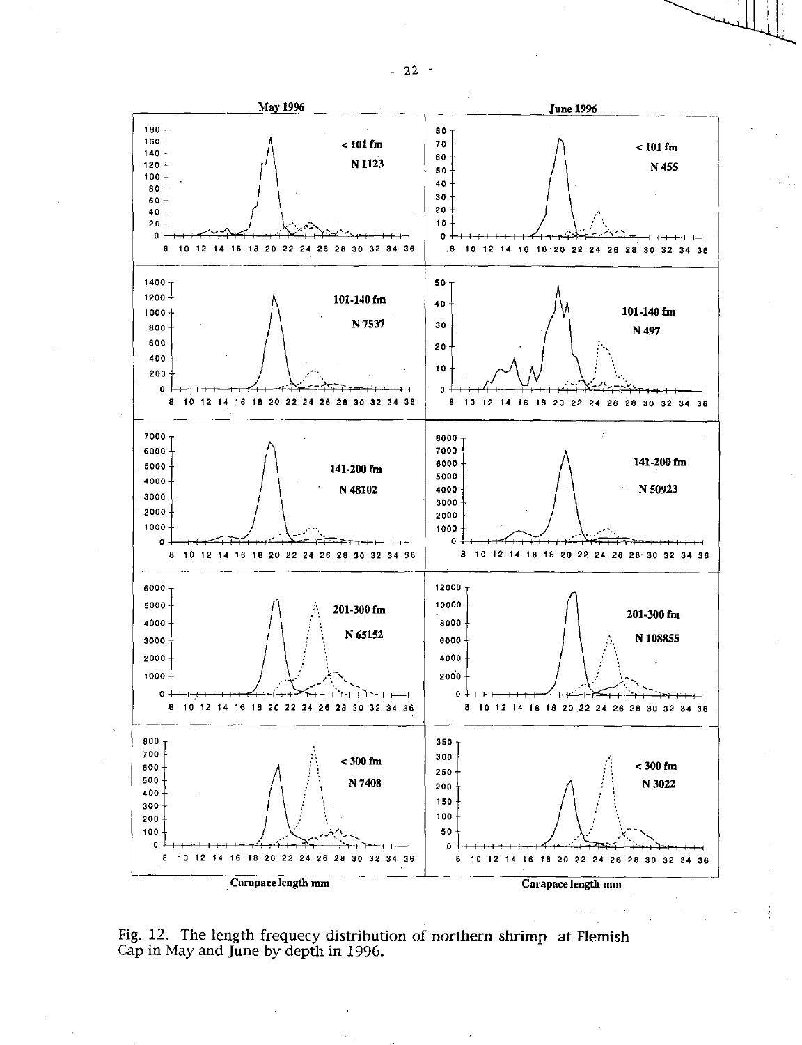Fig. 12. The length frequecy distribution of northern shrimp at Flemish Cap in May and June by depth in 1996.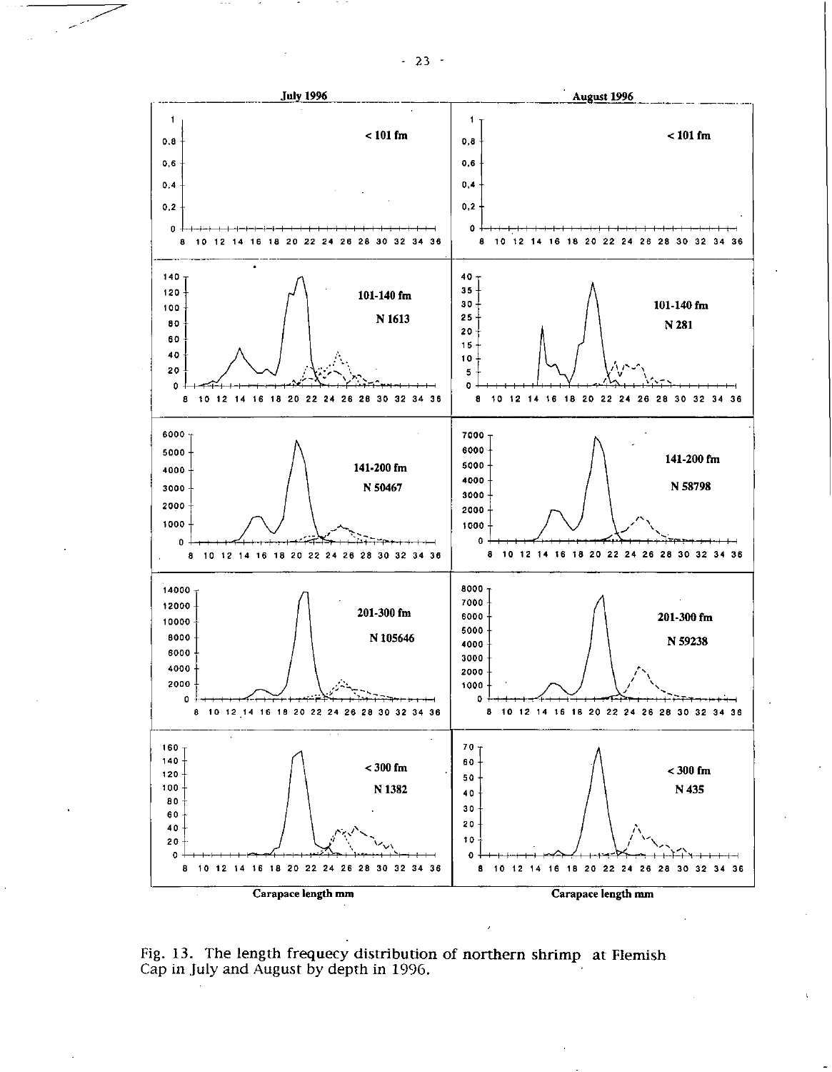Fig. 13. The length frequecy distribution of northern shrimp at Flemish Cap in July and August by depth in 1996.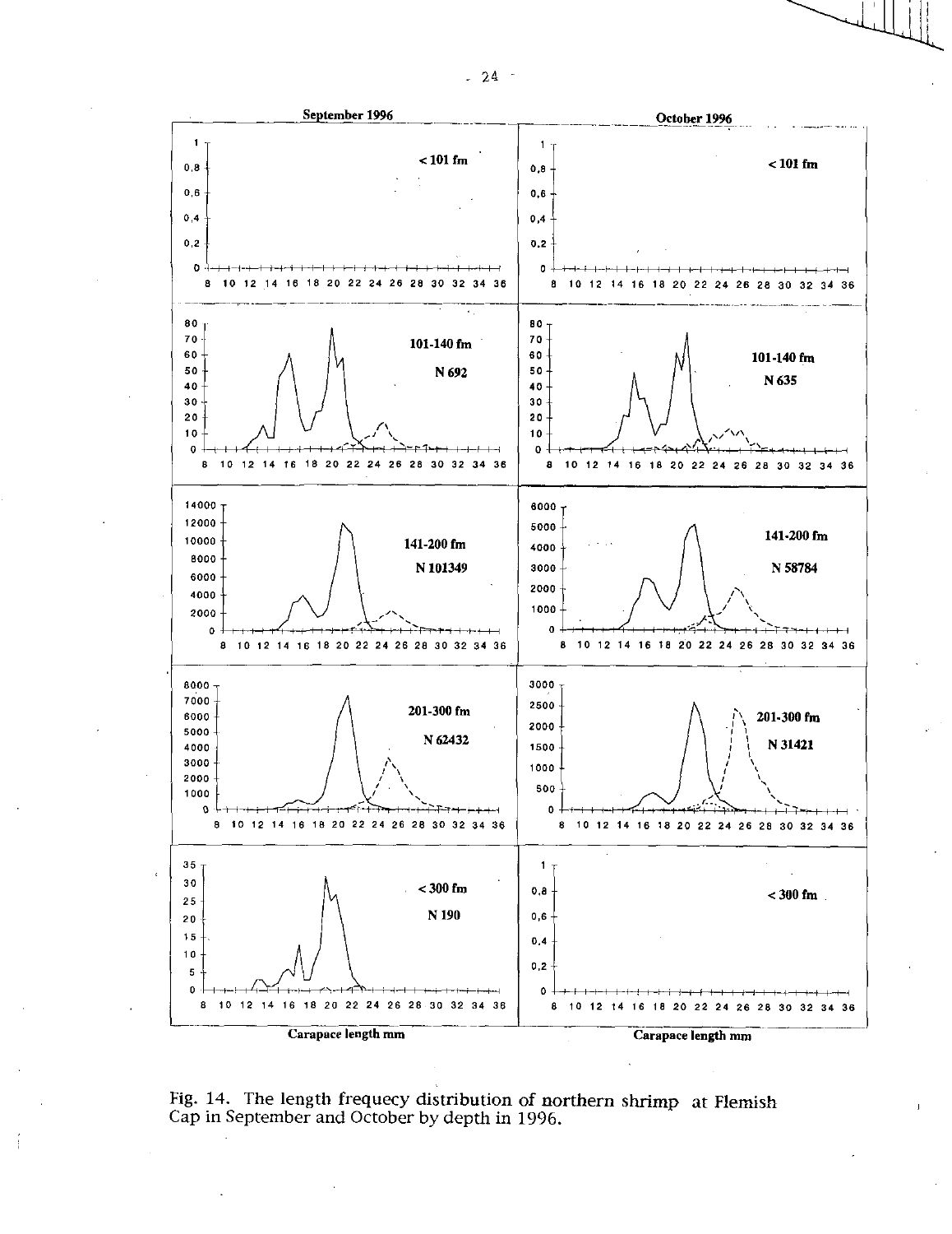Fig. 14. The length frequecy distribution of northern shrimp at Flemish Cap in September and October by depth in 1996.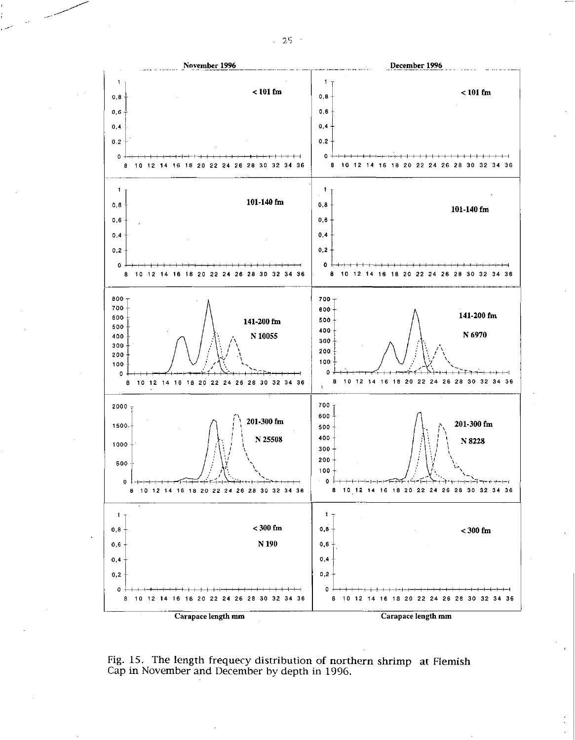| November 1996 | December 1996 |
|---|---|
| < 101 fm | < 101 fm |
| 101-140 fm | 101-140 fm |
| 141-200 fm N 10055 | 141-200 fm N 6970 |
| 201-300 fm N 25508 | 201-300 fm N 8228 |
| < 300 fm N 190 | < 300 fm |
| Carapace length mm | Carapace length mm |

Fig. 15. The length frequecy distribution of northern shrimp at Flemish Cap in November and December by depth in 1996.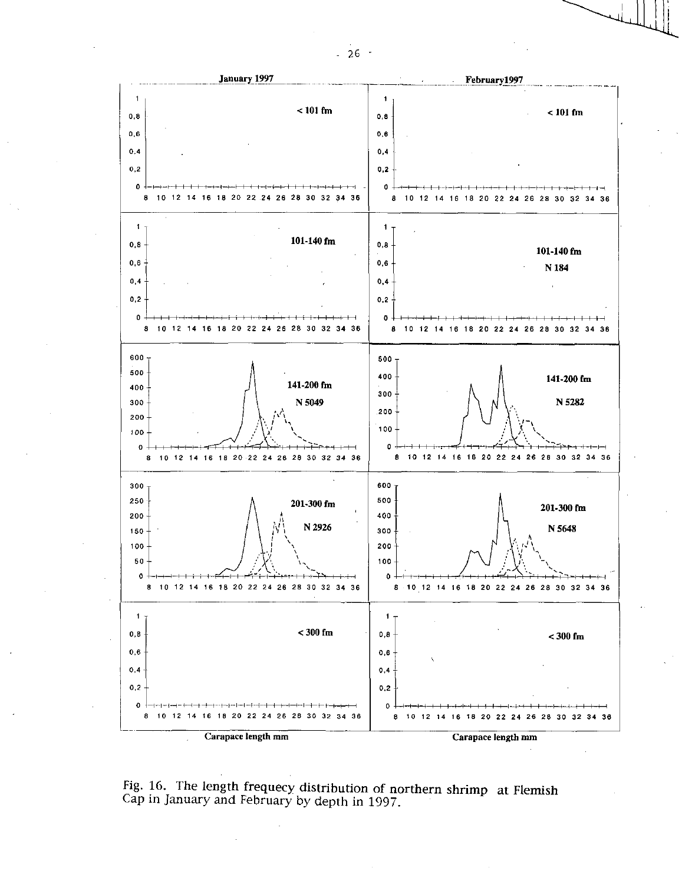Fig. 16. The length frequecy distribution of northern shrimp at Flemish Cap in January and February by depth in 1997.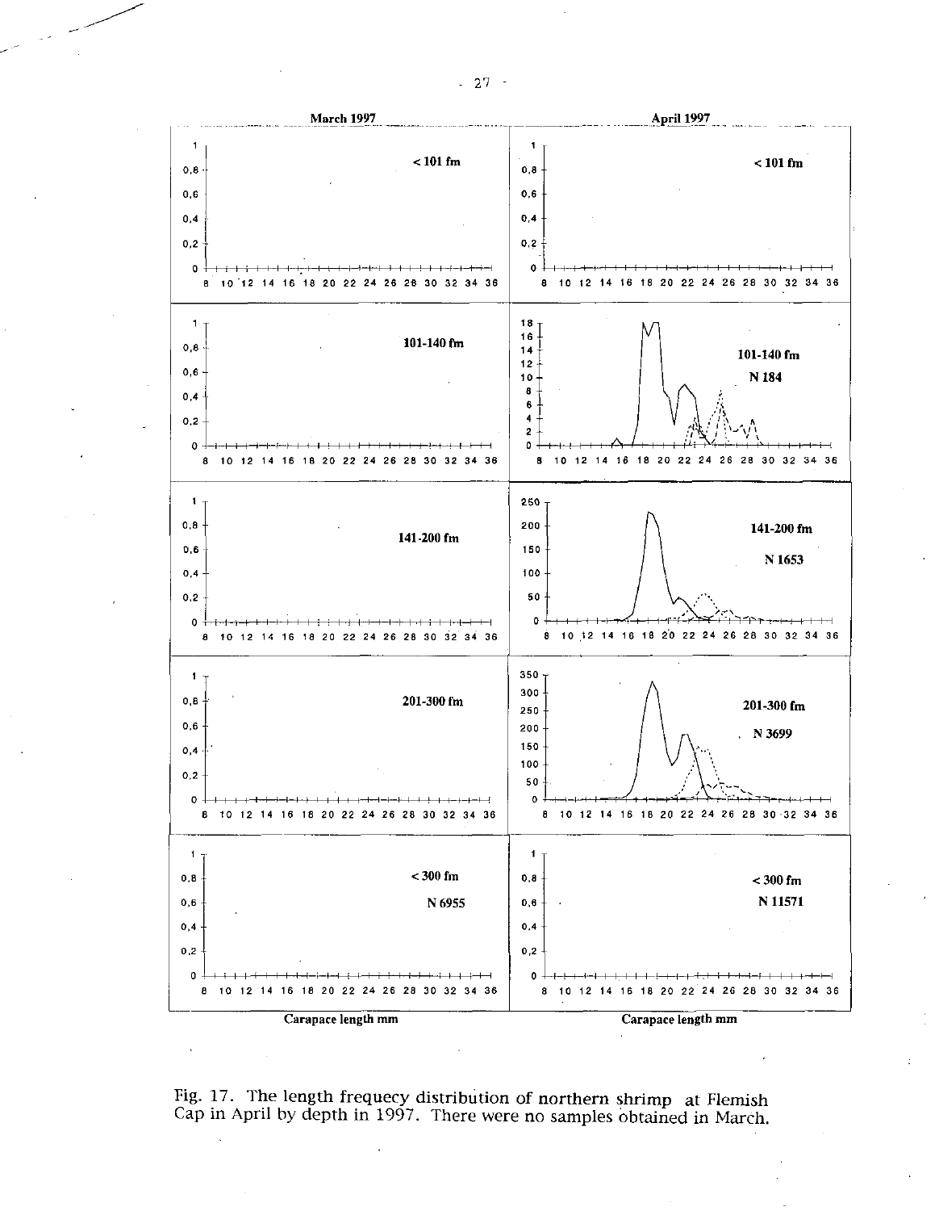Fig. 17. The length frequecy distribution of northern shrimp at Flemish Cap in April by depth in 1997. There were no samples obtained in March.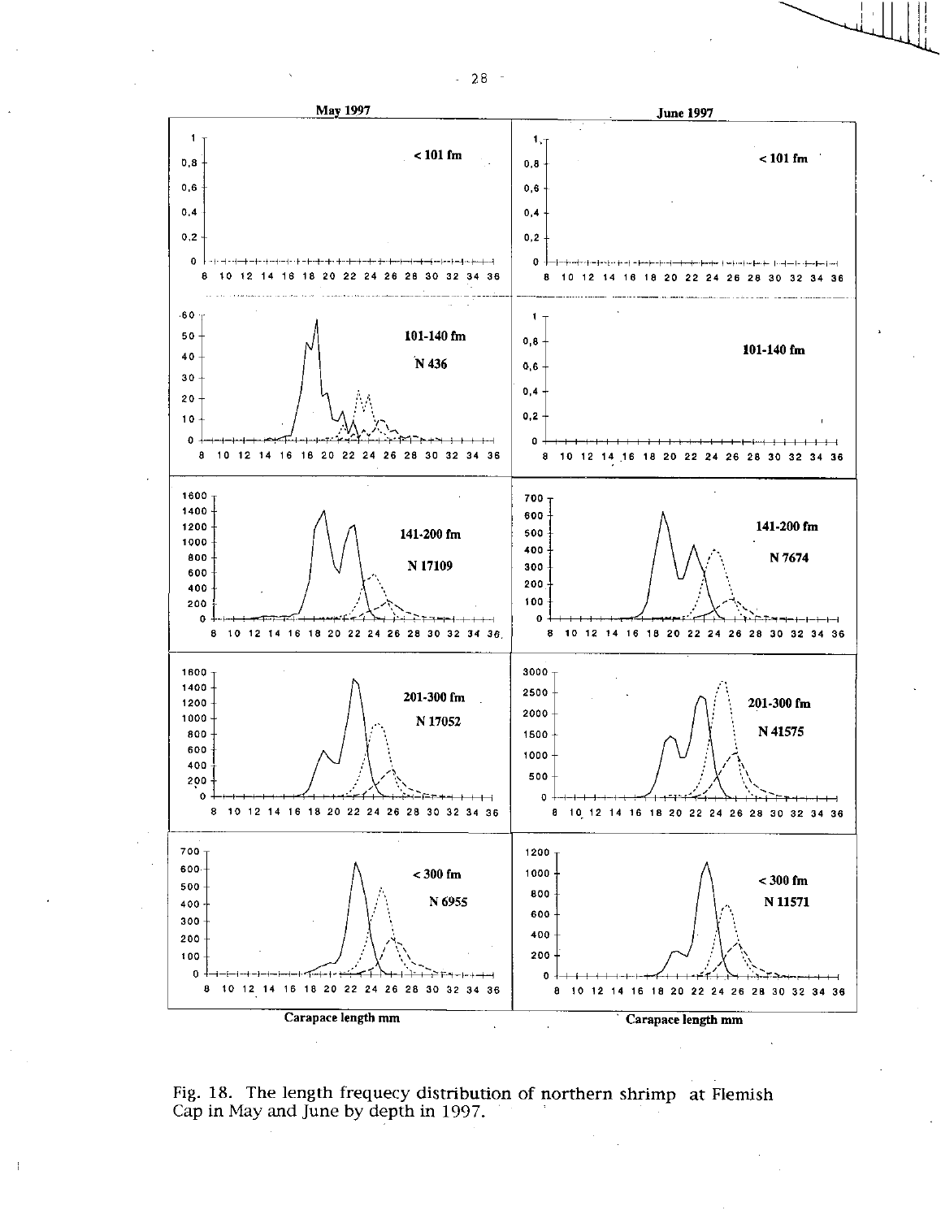Fig. 18. The length frequecy distribution of northern shrimp at Flemish Cap in May and June by depth in 1997.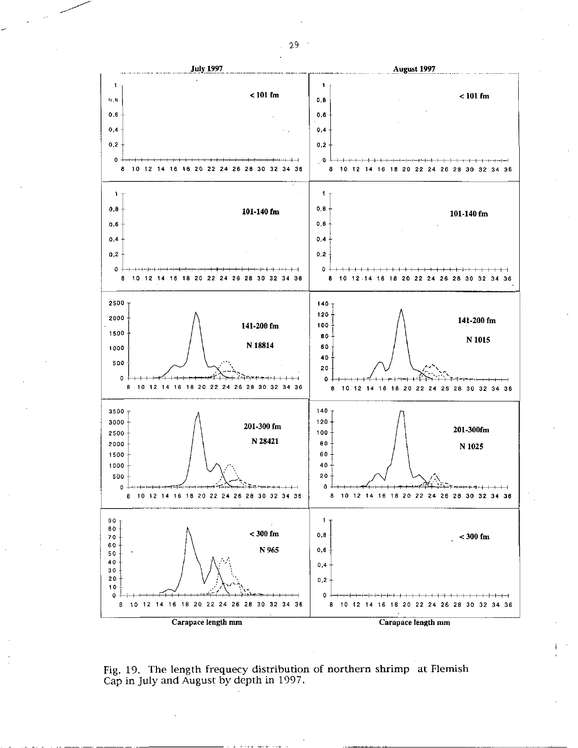Fig. 19. The length frequecy distribution of northern shrimp at Flemish Cap in July and August by depth in 1997.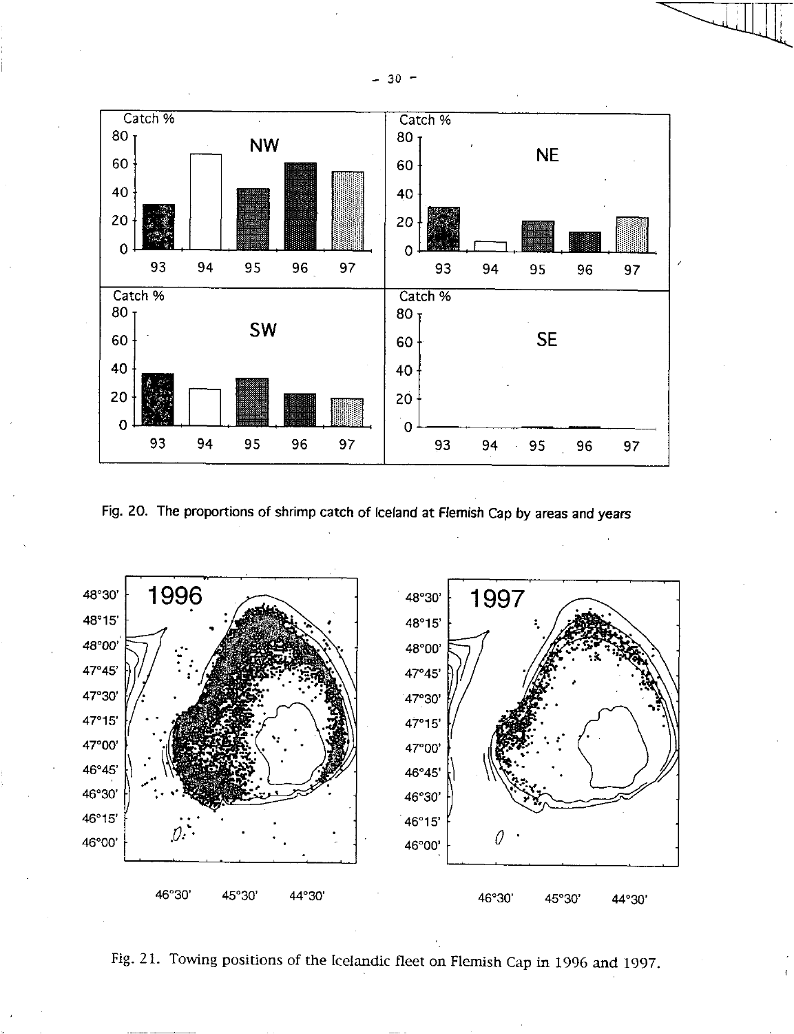Catch %

80

60

40

20

0

NW

93 94 95 96 97

Catch %

80

60

40

20

0

NE

93 94 95 96 97

Catch %

80

60

40

20

0

SW

93 94 95 96 97

Catch %

80

60

40

20

0

SE

93 94 95 96 97

Fig. 20. The proportions of shrimp catch of Iceland at Flemish Cap by areas and years

1996

48°30'
48°15'
48°00'
47°45'
47°30'
47°15'
47°00'
46°45'
46°30'
46°15'
46°00'

46°30' 45°30' 44°30'

1997

48°30'
48°15'
48°00'
47°45'
47°30'
47°15'
47°00'
46°45'
46°30'
46°15'
46°00'

46°30' 45°30' 44°30'

Fig. 21. Towing positions of the Icelandic fleet on Flemish Cap in 1996 and 1997.